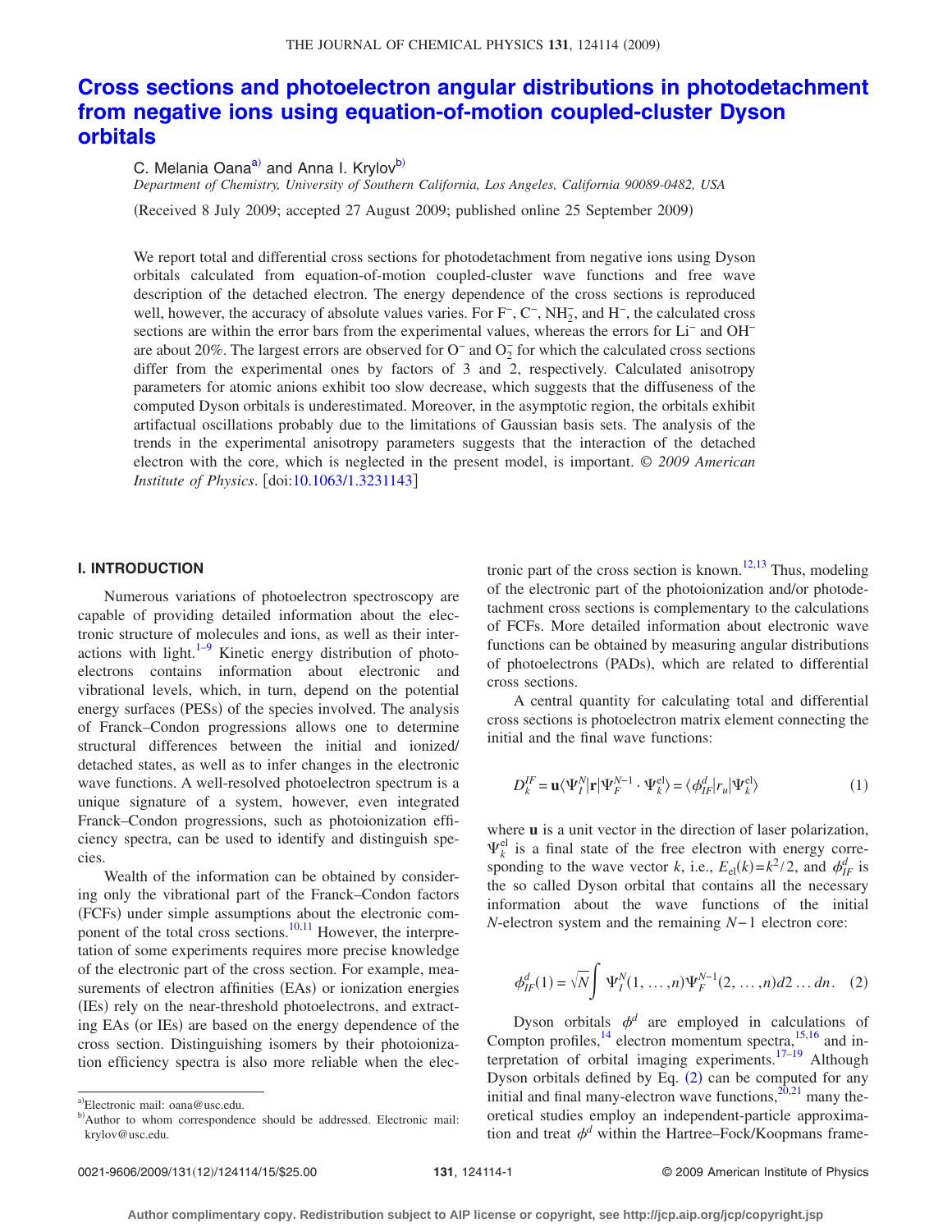# Cross sections and photoelectron angular distributions in photodetachment from negative ions using equation-of-motion coupled-cluster Dyson orbitals

C. Melania Oana[a] and Anna I. Krylov[b]

*Department of Chemistry, University of Southern California, Los Angeles, California 90089-0482, USA*

(Received 8 July 2009; accepted 27 August 2009; published online 25 September 2009)

We report total and differential cross sections for photodetachment from negative ions using Dyson orbitals calculated from equation-of-motion coupled-cluster wave functions and free wave description of the detached electron. The energy dependence of the cross sections is reproduced well, however, the accuracy of absolute values varies. For $F^-$, $C^-$, $NH_2^-$, and $H^-$, the calculated cross sections are within the error bars from the experimental values, whereas the errors for $Li^-$ and $OH^-$ are about 20%. The largest errors are observed for $O^-$ and $O_2^-$ for which the calculated cross sections differ from the experimental ones by factors of 3 and 2, respectively. Calculated anisotropy parameters for atomic anions exhibit too slow decrease, which suggests that the diffuseness of the computed Dyson orbitals is underestimated. Moreover, in the asymptotic region, the orbitals exhibit artifactual oscillations probably due to the limitations of Gaussian basis sets. The analysis of the trends in the experimental anisotropy parameters suggests that the interaction of the detached electron with the core, which is neglected in the present model, is important. © *2009 American Institute of Physics*. [doi:10.1063/1.3231143]

## I. INTRODUCTION

Numerous variations of photoelectron spectroscopy are capable of providing detailed information about the electronic structure of molecules and ions, as well as their interactions with light.[1–9] Kinetic energy distribution of photoelectrons contains information about electronic and vibrational levels, which, in turn, depend on the potential energy surfaces (PESs) of the species involved. The analysis of Franck–Condon progressions allows one to determine structural differences between the initial and ionized/detached states, as well as to infer changes in the electronic wave functions. A well-resolved photoelectron spectrum is a unique signature of a system, however, even integrated Franck–Condon progressions, such as photoionization efficiency spectra, can be used to identify and distinguish species.

Wealth of the information can be obtained by considering only the vibrational part of the Franck–Condon factors (FCFs) under simple assumptions about the electronic component of the total cross sections.[10,11] However, the interpretation of some experiments requires more precise knowledge of the electronic part of the cross section. For example, measurements of electron affinities (EAs) or ionization energies (IEs) rely on the near-threshold photoelectrons, and extracting EAs (or IEs) are based on the energy dependence of the cross section. Distinguishing isomers by their photoionization efficiency spectra is also more reliable when the electronic part of the cross section is known.[12,13] Thus, modeling of the electronic part of the photoionization and/or photodetachment cross sections is complementary to the calculations of FCFs. More detailed information about electronic wave functions can be obtained by measuring angular distributions of photoelectrons (PADs), which are related to differential cross sections.

A central quantity for calculating total and differential cross sections is photoelectron matrix element connecting the initial and the final wave functions:

$$D_k^{IF} = \mathbf{u}\langle \Psi_I^N | \mathbf{r} | \Psi_F^{N-1} \cdot \Psi_k^{el} \rangle = \langle \phi_{IF}^d | r_u | \Psi_k^{el} \rangle \tag{1}$$

where $\mathbf{u}$ is a unit vector in the direction of laser polarization, $\Psi_k^{el}$ is a final state of the free electron with energy corresponding to the wave vector $k$, i.e., $E_{el}(k) = k^2/2$, and $\phi_{IF}^d$ is the so called Dyson orbital that contains all the necessary information about the wave functions of the initial $N$-electron system and the remaining $N-1$ electron core:

$$\phi_{IF}^d(1) = \sqrt{N} \int \Psi_I^N(1, \ldots, n) \Psi_F^{N-1}(2, \ldots, n) d2 \ldots dn. \tag{2}$$

Dyson orbitals $\phi^d$ are employed in calculations of Compton profiles,[14] electron momentum spectra,[15,16] and interpretation of orbital imaging experiments.[17–19] Although Dyson orbitals defined by Eq. (2) can be computed for any initial and final many-electron wave functions,[20,21] many theoretical studies employ an independent-particle approximation and treat $\phi^d$ within the Hartree–Fock/Koopmans frame-

[a] Electronic mail: oana@usc.edu.

[b] Author to whom correspondence should be addressed. Electronic mail: krylov@usc.edu.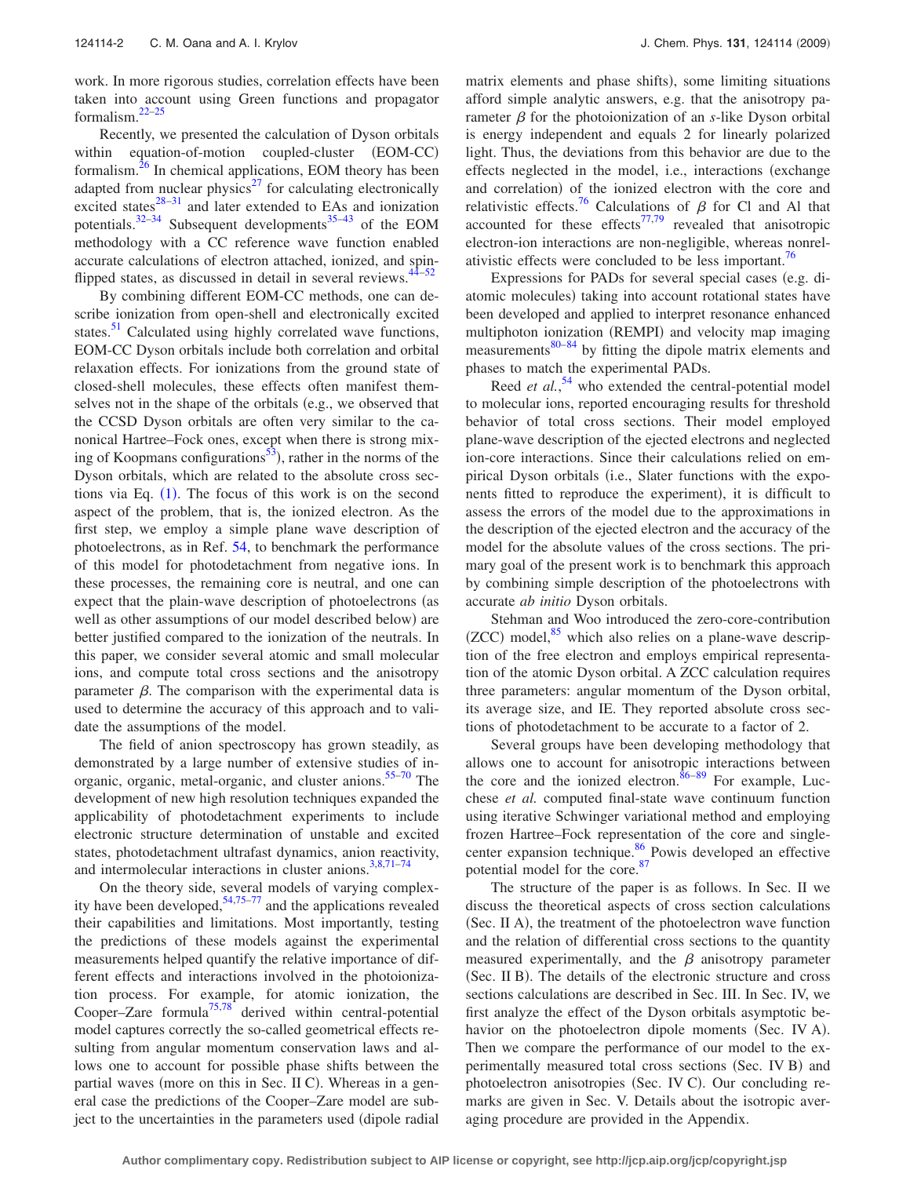work. In more rigorous studies, correlation effects have been taken into account using Green functions and propagator formalism.[22–25]

Recently, we presented the calculation of Dyson orbitals within equation-of-motion coupled-cluster (EOM-CC) formalism.[26] In chemical applications, EOM theory has been adapted from nuclear physics[27] for calculating electronically excited states[28–31] and later extended to EAs and ionization potentials.[32–34] Subsequent developments[35–43] of the EOM methodology with a CC reference wave function enabled accurate calculations of electron attached, ionized, and spin-flipped states, as discussed in detail in several reviews.[44–52]

By combining different EOM-CC methods, one can describe ionization from open-shell and electronically excited states.[51] Calculated using highly correlated wave functions, EOM-CC Dyson orbitals include both correlation and orbital relaxation effects. For ionizations from the ground state of closed-shell molecules, these effects often manifest themselves not in the shape of the orbitals (e.g., we observed that the CCSD Dyson orbitals are often very similar to the canonical Hartree–Fock ones, except when there is strong mixing of Koopmans configurations[53]), rather in the norms of the Dyson orbitals, which are related to the absolute cross sections via Eq. (1). The focus of this work is on the second aspect of the problem, that is, the ionized electron. As the first step, we employ a simple plane wave description of photoelectrons, as in Ref. 54, to benchmark the performance of this model for photodetachment from negative ions. In these processes, the remaining core is neutral, and one can expect that the plain-wave description of photoelectrons (as well as other assumptions of our model described below) are better justified compared to the ionization of the neutrals. In this paper, we consider several atomic and small molecular ions, and compute total cross sections and the anisotropy parameter $\beta$. The comparison with the experimental data is used to determine the accuracy of this approach and to validate the assumptions of the model.

The field of anion spectroscopy has grown steadily, as demonstrated by a large number of extensive studies of inorganic, organic, metal-organic, and cluster anions.[55–70] The development of new high resolution techniques expanded the applicability of photodetachment experiments to include electronic structure determination of unstable and excited states, photodetachment ultrafast dynamics, anion reactivity, and intermolecular interactions in cluster anions.[3,8,71–74]

On the theory side, several models of varying complexity have been developed,[54,75–77] and the applications revealed their capabilities and limitations. Most importantly, testing the predictions of these models against the experimental measurements helped quantify the relative importance of different effects and interactions involved in the photoionization process. For example, for atomic ionization, the Cooper–Zare formula[75,78] derived within central-potential model captures correctly the so-called geometrical effects resulting from angular momentum conservation laws and allows one to account for possible phase shifts between the partial waves (more on this in Sec. II C). Whereas in a general case the predictions of the Cooper–Zare model are subject to the uncertainties in the parameters used (dipole radial matrix elements and phase shifts), some limiting situations afford simple analytic answers, e.g. that the anisotropy parameter $\beta$ for the photoionization of an $s$-like Dyson orbital is energy independent and equals 2 for linearly polarized light. Thus, the deviations from this behavior are due to the effects neglected in the model, i.e., interactions (exchange and correlation) of the ionized electron with the core and relativistic effects.[76] Calculations of $\beta$ for Cl and Al that accounted for these effects[77,79] revealed that anisotropic electron-ion interactions are non-negligible, whereas nonrelativistic effects were concluded to be less important.[76]

Expressions for PADs for several special cases (e.g. diatomic molecules) taking into account rotational states have been developed and applied to interpret resonance enhanced multiphoton ionization (REMPI) and velocity map imaging measurements[80–84] by fitting the dipole matrix elements and phases to match the experimental PADs.

Reed *et al.*,[54] who extended the central-potential model to molecular ions, reported encouraging results for threshold behavior of total cross sections. Their model employed plane-wave description of the ejected electrons and neglected ion-core interactions. Since their calculations relied on empirical Dyson orbitals (i.e., Slater functions with the exponents fitted to reproduce the experiment), it is difficult to assess the errors of the model due to the approximations in the description of the ejected electron and the accuracy of the model for the absolute values of the cross sections. The primary goal of the present work is to benchmark this approach by combining simple description of the photoelectrons with accurate *ab initio* Dyson orbitals.

Stehman and Woo introduced the zero-core-contribution (ZCC) model,[85] which also relies on a plane-wave description of the free electron and employs empirical representation of the atomic Dyson orbital. A ZCC calculation requires three parameters: angular momentum of the Dyson orbital, its average size, and IE. They reported absolute cross sections of photodetachment to be accurate to a factor of 2.

Several groups have been developing methodology that allows one to account for anisotropic interactions between the core and the ionized electron.[86–89] For example, Lucchese *et al.* computed final-state wave continuum function using iterative Schwinger variational method and employing frozen Hartree–Fock representation of the core and single-center expansion technique.[86] Powis developed an effective potential model for the core.[87]

The structure of the paper is as follows. In Sec. II we discuss the theoretical aspects of cross section calculations (Sec. II A), the treatment of the photoelectron wave function and the relation of differential cross sections to the quantity measured experimentally, and the $\beta$ anisotropy parameter (Sec. II B). The details of the electronic structure and cross sections calculations are described in Sec. III. In Sec. IV, we first analyze the effect of the Dyson orbitals asymptotic behavior on the photoelectron dipole moments (Sec. IV A). Then we compare the performance of our model to the experimentally measured total cross sections (Sec. IV B) and photoelectron anisotropies (Sec. IV C). Our concluding remarks are given in Sec. V. Details about the isotropic averaging procedure are provided in the Appendix.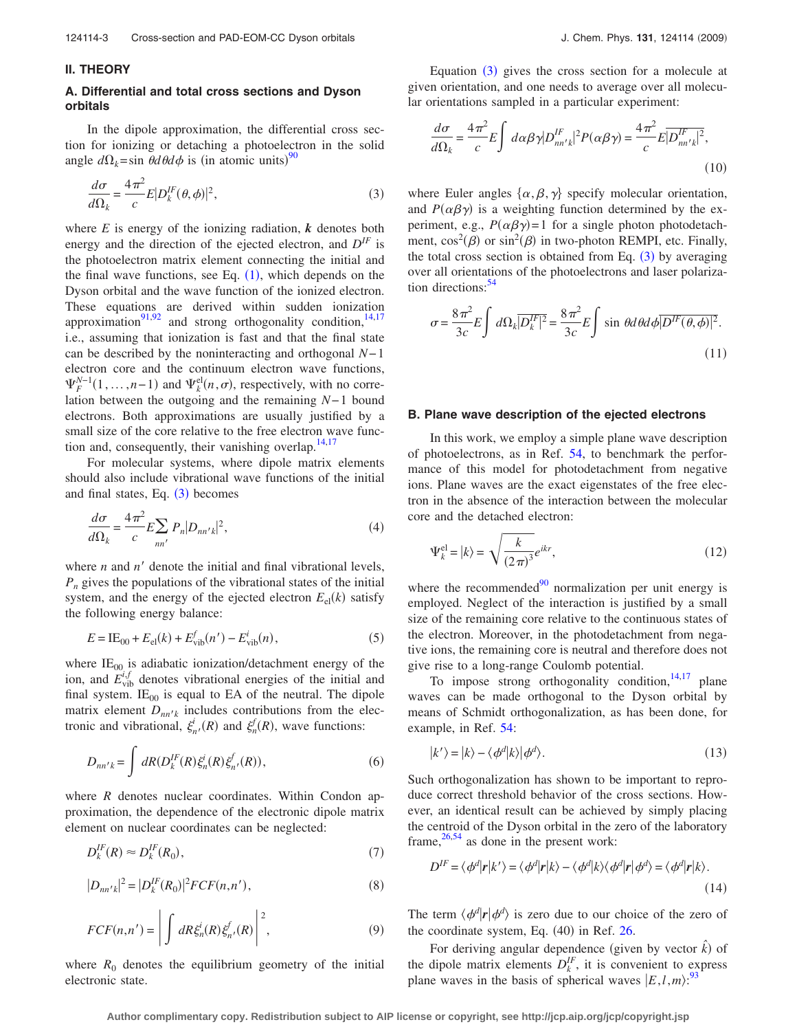## II. THEORY

### A. Differential and total cross sections and Dyson orbitals

In the dipole approximation, the differential cross section for ionizing or detaching a photoelectron in the solid angle $d\Omega_k = \sin\theta d\theta d\phi$ is (in atomic units)[90]

$$\frac{d\sigma}{d\Omega_k} = \frac{4\pi^2}{c} E |D_k^{IF}(\theta,\phi)|^2, \tag{3}$$

where $E$ is energy of the ionizing radiation, $\boldsymbol{k}$ denotes both energy and the direction of the ejected electron, and $D^{IF}$ is the photoelectron matrix element connecting the initial and the final wave functions, see Eq. (1), which depends on the Dyson orbital and the wave function of the ionized electron. These equations are derived within sudden ionization approximation[91,92] and strong orthogonality condition,[14,17] i.e., assuming that ionization is fast and that the final state can be described by the noninteracting and orthogonal $N-1$ electron core and the continuum electron wave functions, $\Psi_F^{N-1}(1,\ldots,n-1)$ and $\Psi_k^{\text{el}}(n,\sigma)$, respectively, with no correlation between the outgoing and the remaining $N-1$ bound electrons. Both approximations are usually justified by a small size of the core relative to the free electron wave function and, consequently, their vanishing overlap.[14,17]

For molecular systems, where dipole matrix elements should also include vibrational wave functions of the initial and final states, Eq. (3) becomes

$$\frac{d\sigma}{d\Omega_k} = \frac{4\pi^2}{c} E \sum_{nn'} P_n |D_{nn'k}|^2, \tag{4}$$

where $n$ and $n'$ denote the initial and final vibrational levels, $P_n$ gives the populations of the vibrational states of the initial system, and the energy of the ejected electron $E_{\text{el}}(k)$ satisfy the following energy balance:

$$E = \text{IE}_{00} + E_{\text{el}}(k) + E_{\text{vib}}^f(n') - E_{\text{vib}}^i(n), \tag{5}$$

where $\text{IE}_{00}$ is adiabatic ionization/detachment energy of the ion, and $E_{\text{vib}}^{i,f}$ denotes vibrational energies of the initial and final system. $\text{IE}_{00}$ is equal to EA of the neutral. The dipole matrix element $D_{nn'k}$ includes contributions from the electronic and vibrational, $\xi_{n'}^i(R)$ and $\xi_n^f(R)$, wave functions:

$$D_{nn'k} = \int dR (D_k^{IF}(R)\xi_n^i(R)\xi_{n'}^f(R)), \tag{6}$$

where $R$ denotes nuclear coordinates. Within Condon approximation, the dependence of the electronic dipole matrix element on nuclear coordinates can be neglected:

$$D_k^{IF}(R) \approx D_k^{IF}(R_0), \tag{7}$$

$$|D_{nn'k}|^2 = |D_k^{IF}(R_0)|^2 FCF(n,n'), \tag{8}$$

$$FCF(n,n') = \left| \int dR \xi_n^i(R)\xi_{n'}^f(R) \right|^2, \tag{9}$$

where $R_0$ denotes the equilibrium geometry of the initial electronic state.

Equation (3) gives the cross section for a molecule at given orientation, and one needs to average over all molecular orientations sampled in a particular experiment:

$$\frac{d\sigma}{d\Omega_k} = \frac{4\pi^2}{c} E \int d\alpha\beta\gamma |D_{nn'k}^{IF}|^2 P(\alpha\beta\gamma) = \frac{4\pi^2}{c} E \overline{|D_{nn'k}^{IF}|^2}, \tag{10}$$

where Euler angles $\{\alpha,\beta,\gamma\}$ specify molecular orientation, and $P(\alpha\beta\gamma)$ is a weighting function determined by the experiment, e.g., $P(\alpha\beta\gamma)=1$ for a single photon photodetachment, $\cos^2(\beta)$ or $\sin^2(\beta)$ in two-photon REMPI, etc. Finally, the total cross section is obtained from Eq. (3) by averaging over all orientations of the photoelectrons and laser polarization directions:[54]

$$\sigma = \frac{8\pi^2}{3c} E \int d\Omega_k \overline{|D_k^{IF}|^2} = \frac{8\pi^2}{3c} E \int \sin\theta d\theta d\phi \overline{|D^{IF}(\theta,\phi)|^2}. \tag{11}$$

### B. Plane wave description of the ejected electrons

In this work, we employ a simple plane wave description of photoelectrons, as in Ref. 54, to benchmark the performance of this model for photodetachment from negative ions. Plane waves are the exact eigenstates of the free electron in the absence of the interaction between the molecular core and the detached electron:

$$\Psi_k^{\text{el}} = |k\rangle = \sqrt{\frac{k}{(2\pi)^3}} e^{ikr}, \tag{12}$$

where the recommended[90] normalization per unit energy is employed. Neglect of the interaction is justified by a small size of the remaining core relative to the continuous states of the electron. Moreover, in the photodetachment from negative ions, the remaining core is neutral and therefore does not give rise to a long-range Coulomb potential.

To impose strong orthogonality condition,[14,17] plane waves can be made orthogonal to the Dyson orbital by means of Schmidt orthogonalization, as has been done, for example, in Ref. 54:

$$|k'\rangle = |k\rangle - \langle\phi^d|k\rangle|\phi^d\rangle. \tag{13}$$

Such orthogonalization has shown to be important to reproduce correct threshold behavior of the cross sections. However, an identical result can be achieved by simply placing the centroid of the Dyson orbital in the zero of the laboratory frame,[26,54] as done in the present work:

$$D^{IF} = \langle\phi^d|\boldsymbol{r}|k'\rangle = \langle\phi^d|\boldsymbol{r}|k\rangle - \langle\phi^d|k\rangle\langle\phi^d|\boldsymbol{r}|\phi^d\rangle = \langle\phi^d|\boldsymbol{r}|k\rangle. \tag{14}$$

The term $\langle\phi^d|\boldsymbol{r}|\phi^d\rangle$ is zero due to our choice of the zero of the coordinate system, Eq. (40) in Ref. 26.

For deriving angular dependence (given by vector $\hat{k}$) of the dipole matrix elements $D_k^{IF}$, it is convenient to express plane waves in the basis of spherical waves $|E,l,m\rangle$:[93]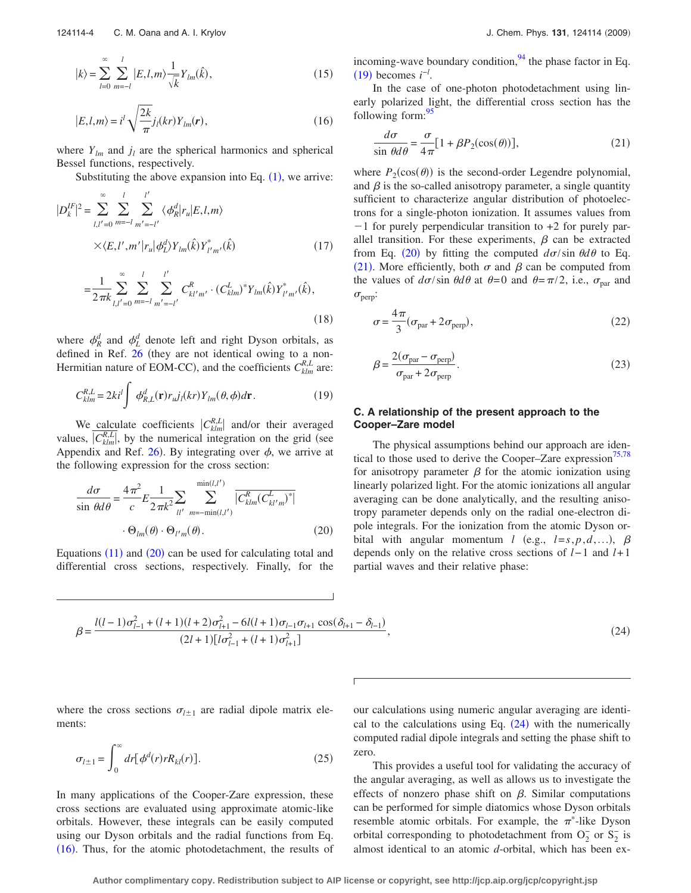$$|k\rangle = \sum_{l=0}^{\infty} \sum_{m=-l}^{l} |E,l,m\rangle \frac{1}{\sqrt{k}} Y_{lm}(\hat{k}), \tag{15}$$

$$|E,l,m\rangle = i^l \sqrt{\frac{2k}{\pi}} j_l(kr) Y_{lm}(\boldsymbol{r}), \tag{16}$$

where $Y_{lm}$ and $j_l$ are the spherical harmonics and spherical Bessel functions, respectively.

Substituting the above expansion into Eq. (1), we arrive:

$$|D_k^{IF}|^2 = \sum_{l,l'=0}^{\infty} \sum_{m=-l}^{l} \sum_{m'=-l'}^{l'} \langle \phi_R^d | r_u | E,l,m\rangle \times \langle E,l',m' | r_u | \phi_L^d \rangle Y_{lm}(\hat{k}) Y_{l'm'}^*(\hat{k}) \tag{17}$$

$$= \frac{1}{2\pi k} \sum_{l,l'=0}^{\infty} \sum_{m=-l}^{l} \sum_{m'=-l'}^{l'} C_{kl'm'}^{R} \cdot (C_{klm}^{L})^* Y_{lm}(\hat{k}) Y_{l'm'}^*(\hat{k}), \tag{18}$$

where $\phi_R^d$ and $\phi_L^d$ denote left and right Dyson orbitals, as defined in Ref. 26 (they are not identical owing to a non-Hermitian nature of EOM-CC), and the coefficients $C_{klm}^{R,L}$ are:

$$C_{klm}^{R,L} = 2ki^l \int \phi_{R,L}^d(\mathbf{r}) r_u j_l(kr) Y_{lm}(\theta,\phi) d\mathbf{r}. \tag{19}$$

We calculate coefficients $|C_{klm}^{R,L}|$ and/or their averaged values, $\overline{|C_{klm}^{R,L}|}$, by the numerical integration on the grid (see Appendix and Ref. 26). By integrating over $\phi$, we arrive at the following expression for the cross section:

$$\frac{d\sigma}{\sin\theta d\theta} = \frac{4\pi^2}{c} E \frac{1}{2\pi k^2} \sum_{ll'} \sum_{m=-\min(l,l')}^{\min(l,l')} \overline{|C_{klm}^{R}(C_{kl'm}^{L})^*|} \cdot \Theta_{lm}(\theta) \cdot \Theta_{l'm}(\theta). \tag{20}$$

Equations (11) and (20) can be used for calculating total and differential cross sections, respectively. Finally, for the incoming-wave boundary condition,[94] the phase factor in Eq. (19) becomes $i^{-l}$.

In the case of one-photon photodetachment using linearly polarized light, the differential cross section has the following form:[95]

$$\frac{d\sigma}{\sin\theta d\theta} = \frac{\sigma}{4\pi}[1 + \beta P_2(\cos(\theta))], \tag{21}$$

where $P_2(\cos(\theta))$ is the second-order Legendre polynomial, and $\beta$ is the so-called anisotropy parameter, a single quantity sufficient to characterize angular distribution of photoelectrons for a single-photon ionization. It assumes values from $-1$ for purely perpendicular transition to $+2$ for purely parallel transition. For these experiments, $\beta$ can be extracted from Eq. (20) by fitting the computed $d\sigma/\sin\theta d\theta$ to Eq. (21). More efficiently, both $\sigma$ and $\beta$ can be computed from the values of $d\sigma/\sin\theta d\theta$ at $\theta=0$ and $\theta=\pi/2$, i.e., $\sigma_{\text{par}}$ and $\sigma_{\text{perp}}$:

$$\sigma = \frac{4\pi}{3}(\sigma_{\text{par}} + 2\sigma_{\text{perp}}), \tag{22}$$

$$\beta = \frac{2(\sigma_{\text{par}} - \sigma_{\text{perp}})}{\sigma_{\text{par}} + 2\sigma_{\text{perp}}}. \tag{23}$$

### C. A relationship of the present approach to the Cooper–Zare model

The physical assumptions behind our approach are identical to those used to derive the Cooper–Zare expression[75,78] for anisotropy parameter $\beta$ for the atomic ionization using linearly polarized light. For the atomic ionizations all angular averaging can be done analytically, and the resulting anisotropy parameter depends only on the radial one-electron dipole integrals. For the ionization from the atomic Dyson orbital with angular momentum $l$ (e.g., $l=s,p,d,\ldots$), $\beta$ depends only on the relative cross sections of $l-1$ and $l+1$ partial waves and their relative phase:

$$\beta = \frac{l(l-1)\sigma_{l-1}^2 + (l+1)(l+2)\sigma_{l+1}^2 - 6l(l+1)\sigma_{l-1}\sigma_{l+1}\cos(\delta_{l+1}-\delta_{l-1})}{(2l+1)[l\sigma_{l-1}^2 + (l+1)\sigma_{l+1}^2]}, \tag{24}$$

where the cross sections $\sigma_{l\pm 1}$ are radial dipole matrix elements:

$$\sigma_{l\pm 1} = \int_0^\infty dr[\phi^d(r) r R_{kl}(r)]. \tag{25}$$

In many applications of the Cooper-Zare expression, these cross sections are evaluated using approximate atomic-like orbitals. However, these integrals can be easily computed using our Dyson orbitals and the radial functions from Eq. (16). Thus, for the atomic photodetachment, the results of our calculations using numeric angular averaging are identical to the calculations using Eq. (24) with the numerically computed radial dipole integrals and setting the phase shift to zero.

This provides a useful tool for validating the accuracy of the angular averaging, as well as allows us to investigate the effects of nonzero phase shift on $\beta$. Similar computations can be performed for simple diatomics whose Dyson orbitals resemble atomic orbitals. For example, the $\pi^*$-like Dyson orbital corresponding to photodetachment from $O_2^-$ or $S_2^-$ is almost identical to an atomic $d$-orbital, which has been ex-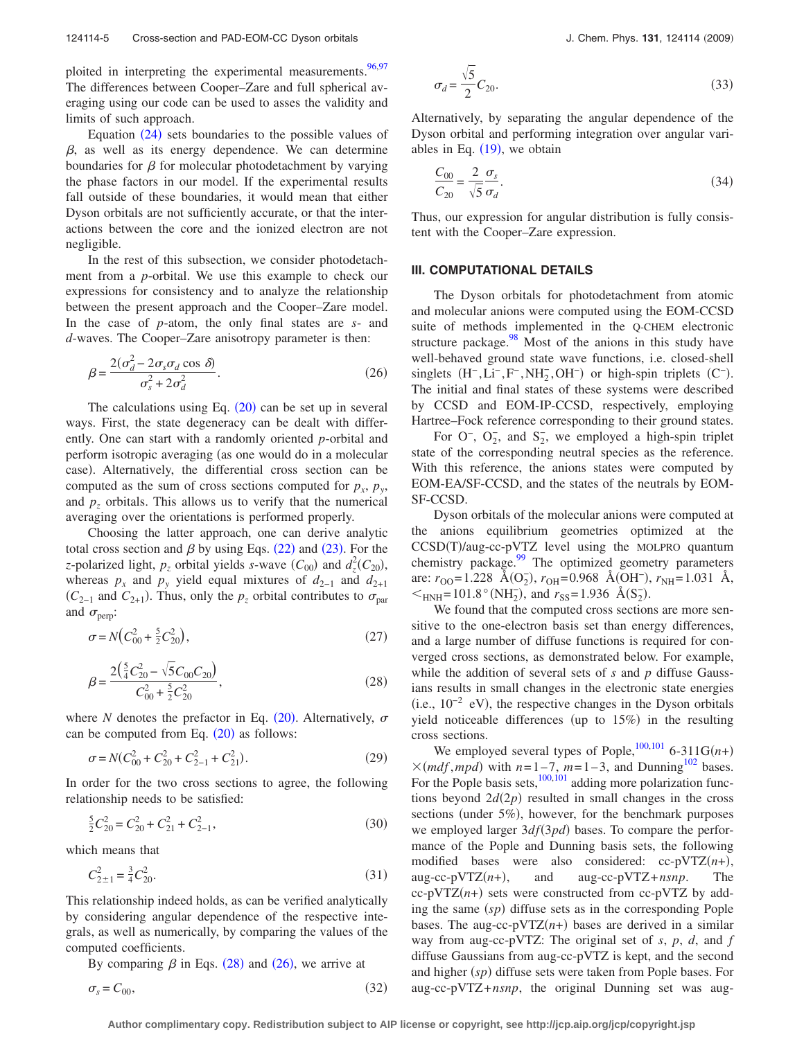ploited in interpreting the experimental measurements.[96,97] The differences between Cooper–Zare and full spherical averaging using our code can be used to asses the validity and limits of such approach.

Equation (24) sets boundaries to the possible values of $\beta$, as well as its energy dependence. We can determine boundaries for $\beta$ for molecular photodetachment by varying the phase factors in our model. If the experimental results fall outside of these boundaries, it would mean that either Dyson orbitals are not sufficiently accurate, or that the interactions between the core and the ionized electron are not negligible.

In the rest of this subsection, we consider photodetachment from a $p$-orbital. We use this example to check our expressions for consistency and to analyze the relationship between the present approach and the Cooper–Zare model. In the case of $p$-atom, the only final states are $s$- and $d$-waves. The Cooper–Zare anisotropy parameter is then:

$$\beta = \frac{2(\sigma_d^2 - 2\sigma_s\sigma_d \cos\delta)}{\sigma_s^2 + 2\sigma_d^2}. \tag{26}$$

The calculations using Eq. (20) can be set up in several ways. First, the state degeneracy can be dealt with differently. One can start with a randomly oriented $p$-orbital and perform isotropic averaging (as one would do in a molecular case). Alternatively, the differential cross section can be computed as the sum of cross sections computed for $p_x$, $p_y$, and $p_z$ orbitals. This allows us to verify that the numerical averaging over the orientations is performed properly.

Choosing the latter approach, one can derive analytic total cross section and $\beta$ by using Eqs. (22) and (23). For the $z$-polarized light, $p_z$ orbital yields $s$-wave ($C_{00}$) and $d_z^2$($C_{20}$), whereas $p_x$ and $p_y$ yield equal mixtures of $d_{2-1}$ and $d_{2+1}$ ($C_{2-1}$ and $C_{2+1}$). Thus, only the $p_z$ orbital contributes to $\sigma_{\text{par}}$ and $\sigma_{\text{perp}}$:

$$\sigma = N\left(C_{00}^2 + \tfrac{5}{2}C_{20}^2\right), \tag{27}$$

$$\beta = \frac{2\left(\frac{5}{4}C_{20}^2 - \sqrt{5}C_{00}C_{20}\right)}{C_{00}^2 + \frac{5}{2}C_{20}^2}, \tag{28}$$

where $N$ denotes the prefactor in Eq. (20). Alternatively, $\sigma$ can be computed from Eq. (20) as follows:

$$\sigma = N(C_{00}^2 + C_{20}^2 + C_{2-1}^2 + C_{21}^2). \tag{29}$$

In order for the two cross sections to agree, the following relationship needs to be satisfied:

$$\tfrac{5}{2}C_{20}^2 = C_{20}^2 + C_{21}^2 + C_{2-1}^2, \tag{30}$$

which means that

$$C_{2\pm1}^2 = \tfrac{3}{4}C_{20}^2. \tag{31}$$

This relationship indeed holds, as can be verified analytically by considering angular dependence of the respective integrals, as well as numerically, by comparing the values of the computed coefficients.

By comparing $\beta$ in Eqs. (28) and (26), we arrive at

$$\sigma_s = C_{00}, \tag{32}$$

$$\sigma_d = \frac{\sqrt{5}}{2}C_{20}. \tag{33}$$

Alternatively, by separating the angular dependence of the Dyson orbital and performing integration over angular variables in Eq. (19), we obtain

$$\frac{C_{00}}{C_{20}} = \frac{2}{\sqrt{5}}\frac{\sigma_s}{\sigma_d}. \tag{34}$$

Thus, our expression for angular distribution is fully consistent with the Cooper–Zare expression.

## III. COMPUTATIONAL DETAILS

The Dyson orbitals for photodetachment from atomic and molecular anions were computed using the EOM-CCSD suite of methods implemented in the Q-CHEM electronic structure package.[98] Most of the anions in this study have well-behaved ground state wave functions, i.e. closed-shell singlets ($H^-$, $Li^-$, $F^-$, $NH_2^-$, $OH^-$) or high-spin triplets ($C^-$). The initial and final states of these systems were described by CCSD and EOM-IP-CCSD, respectively, employing Hartree–Fock reference corresponding to their ground states.

For $O^-$, $O_2^-$, and $S_2^-$, we employed a high-spin triplet state of the corresponding neutral species as the reference. With this reference, the anions states were computed by EOM-EA/SF-CCSD, and the states of the neutrals by EOM-SF-CCSD.

Dyson orbitals of the molecular anions were computed at the anions equilibrium geometries optimized at the CCSD(T)/aug-cc-pVTZ level using the MOLPRO quantum chemistry package.[99] The optimized geometry parameters are: $r_{OO}=1.228$ Å($O_2^-$), $r_{OH}=0.968$ Å($OH^-$), $r_{NH}=1.031$ Å, $<_{HNH}=101.8°$($NH_2^-$), and $r_{SS}=1.936$ Å($S_2^-$).

We found that the computed cross sections are more sensitive to the one-electron basis set than energy differences, and a large number of diffuse functions is required for converged cross sections, as demonstrated below. For example, while the addition of several sets of $s$ and $p$ diffuse Gaussians results in small changes in the electronic state energies (i.e., $10^{-2}$ eV), the respective changes in the Dyson orbitals yield noticeable differences (up to 15%) in the resulting cross sections.

We employed several types of Pople,[100,101] 6-311G($n$+)×($mdf$,$mpd$) with $n=1-7$, $m=1-3$, and Dunning[102] bases. For the Pople basis sets,[100,101] adding more polarization functions beyond $2d(2p)$ resulted in small changes in the cross sections (under 5%), however, for the benchmark purposes we employed larger $3df(3pd)$ bases. To compare the performance of the Pople and Dunning basis sets, the following modified bases were also considered: cc-pVTZ($n$+), aug-cc-pVTZ($n$+), and aug-cc-pVTZ+$nsnp$. The cc-pVTZ($n$+) sets were constructed from cc-pVTZ by adding the same ($sp$) diffuse sets as in the corresponding Pople bases. The aug-cc-pVTZ($n$+) bases are derived in a similar way from aug-cc-pVTZ: The original set of $s$, $p$, $d$, and $f$ diffuse Gaussians from aug-cc-pVTZ is kept, and the second and higher ($sp$) diffuse sets were taken from Pople bases. For aug-cc-pVTZ+$nsnp$, the original Dunning set was aug-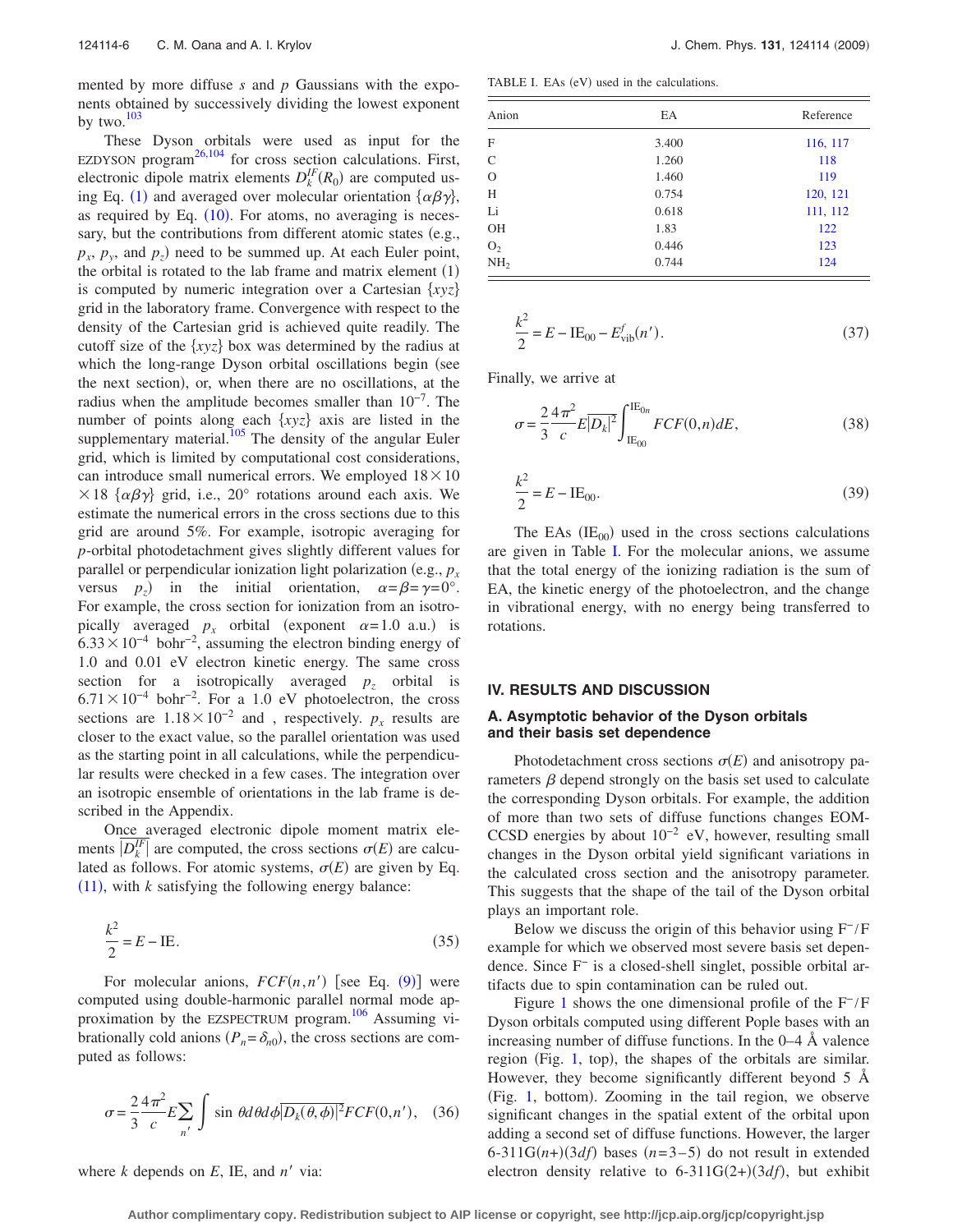mented by more diffuse $s$ and $p$ Gaussians with the exponents obtained by successively dividing the lowest exponent by two.[103]

These Dyson orbitals were used as input for the EZDYSON program[26,104] for cross section calculations. First, electronic dipole matrix elements $D_k^{IF}(R_0)$ are computed using Eq. (1) and averaged over molecular orientation $\{\alpha\beta\gamma\}$, as required by Eq. (10). For atoms, no averaging is necessary, but the contributions from different atomic states (e.g., $p_x$, $p_y$, and $p_z$) need to be summed up. At each Euler point, the orbital is rotated to the lab frame and matrix element (1) is computed by numeric integration over a Cartesian $\{xyz\}$ grid in the laboratory frame. Convergence with respect to the density of the Cartesian grid is achieved quite readily. The cutoff size of the $\{xyz\}$ box was determined by the radius at which the long-range Dyson orbital oscillations begin (see the next section), or, when there are no oscillations, at the radius when the amplitude becomes smaller than $10^{-7}$. The number of points along each $\{xyz\}$ axis are listed in the supplementary material.[105] The density of the angular Euler grid, which is limited by computational cost considerations, can introduce small numerical errors. We employed $18\times 10\times 18$ $\{\alpha\beta\gamma\}$ grid, i.e., 20° rotations around each axis. We estimate the numerical errors in the cross sections due to this grid are around 5%. For example, isotropic averaging for $p$-orbital photodetachment gives slightly different values for parallel or perpendicular ionization light polarization (e.g., $p_x$ versus $p_z$) in the initial orientation, $\alpha=\beta=\gamma=0°$. For example, the cross section for ionization from an isotropically averaged $p_x$ orbital (exponent $\alpha=1.0$ a.u.) is $6.33\times 10^{-4}$ bohr$^{-2}$, assuming the electron binding energy of 1.0 and 0.01 eV electron kinetic energy. The same cross section for a isotropically averaged $p_z$ orbital is $6.71\times 10^{-4}$ bohr$^{-2}$. For a 1.0 eV photoelectron, the cross sections are $1.18\times 10^{-2}$ and , respectively. $p_x$ results are closer to the exact value, so the parallel orientation was used as the starting point in all calculations, while the perpendicular results were checked in a few cases. The integration over an isotropic ensemble of orientations in the lab frame is described in the Appendix.

Once averaged electronic dipole moment matrix elements $|\overline{D_k^{IF}}|$ are computed, the cross sections $\sigma(E)$ are calculated as follows. For atomic systems, $\sigma(E)$ are given by Eq. (11), with $k$ satisfying the following energy balance:

$$\frac{k^2}{2} = E - \text{IE}. \tag{35}$$

For molecular anions, $FCF(n,n')$ [see Eq. (9)] were computed using double-harmonic parallel normal mode approximation by the EZSPECTRUM program.[106] Assuming vibrationally cold anions ($P_n=\delta_{n0}$), the cross sections are computed as follows:

$$\sigma = \frac{2}{3}\frac{4\pi^2}{c}E\sum_{n'}\int \sin\,\theta d\theta d\phi|\overline{D_k(\theta,\phi)}|^2 FCF(0,n'), \tag{36}$$

where $k$ depends on $E$, IE, and $n'$ via:

TABLE I. EAs (eV) used in the calculations.

| Anion | EA | Reference |
|---|---|---|
| F | 3.400 | 116, 117 |
| C | 1.260 | 118 |
| O | 1.460 | 119 |
| H | 0.754 | 120, 121 |
| Li | 0.618 | 111, 112 |
| OH | 1.83 | 122 |
| $O_2$ | 0.446 | 123 |
| $NH_2$ | 0.744 | 124 |

$$\frac{k^2}{2} = E - \text{IE}_{00} - E^f_{\text{vib}}(n'). \tag{37}$$

Finally, we arrive at

$$\sigma = \frac{2}{3}\frac{4\pi^2}{c}E|\overline{D_k}|^2 \int_{\text{IE}_{00}}^{\text{IE}_{0n}} FCF(0,n)dE, \tag{38}$$

$$\frac{k^2}{2} = E - \text{IE}_{00}. \tag{39}$$

The EAs ($\text{IE}_{00}$) used in the cross sections calculations are given in Table I. For the molecular anions, we assume that the total energy of the ionizing radiation is the sum of EA, the kinetic energy of the photoelectron, and the change in vibrational energy, with no energy being transferred to rotations.

## IV. RESULTS AND DISCUSSION

### A. Asymptotic behavior of the Dyson orbitals and their basis set dependence

Photodetachment cross sections $\sigma(E)$ and anisotropy parameters $\beta$ depend strongly on the basis set used to calculate the corresponding Dyson orbitals. For example, the addition of more than two sets of diffuse functions changes EOM-CCSD energies by about $10^{-2}$ eV, however, resulting small changes in the Dyson orbital yield significant variations in the calculated cross section and the anisotropy parameter. This suggests that the shape of the tail of the Dyson orbital plays an important role.

Below we discuss the origin of this behavior using $F^-/F$ example for which we observed most severe basis set dependence. Since $F^-$ is a closed-shell singlet, possible orbital artifacts due to spin contamination can be ruled out.

Figure 1 shows the one dimensional profile of the $F^-/F$ Dyson orbitals computed using different Pople bases with an increasing number of diffuse functions. In the 0–4 Å valence region (Fig. 1, top), the shapes of the orbitals are similar. However, they become significantly different beyond 5 Å (Fig. 1, bottom). Zooming in the tail region, we observe significant changes in the spatial extent of the orbital upon adding a second set of diffuse functions. However, the larger 6-311G($n$+)(3$df$) bases ($n$=3–5) do not result in extended electron density relative to 6-311G(2+)(3$df$), but exhibit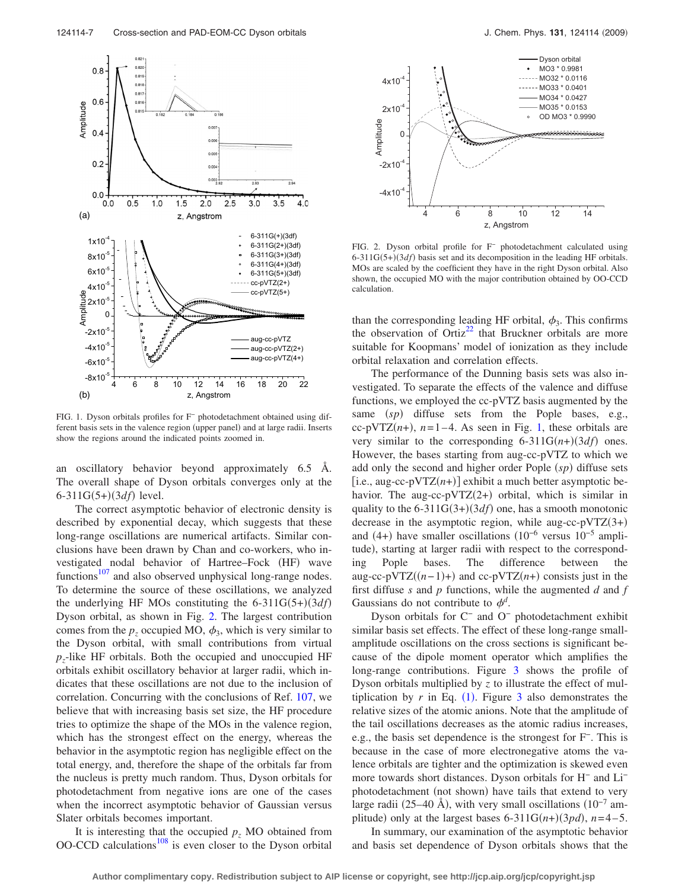FIG. 1. Dyson orbitals profiles for $F^-$ photodetachment obtained using different basis sets in the valence region (upper panel) and at large radii. Inserts show the regions around the indicated points zoomed in.

FIG. 2. Dyson orbital profile for $F^-$ photodetachment calculated using 6-311G(5+)(3*df*) basis set and its decomposition in the leading HF orbitals. MOs are scaled by the coefficient they have in the right Dyson orbital. Also shown, the occupied MO with the major contribution obtained by OO-CCD calculation.

an oscillatory behavior beyond approximately 6.5 Å. The overall shape of Dyson orbitals converges only at the 6-311G(5+)(3*df*) level.

The correct asymptotic behavior of electronic density is described by exponential decay, which suggests that these long-range oscillations are numerical artifacts. Similar conclusions have been drawn by Chan and co-workers, who investigated nodal behavior of Hartree–Fock (HF) wave functions[107] and also observed unphysical long-range nodes. To determine the source of these oscillations, we analyzed the underlying HF MOs constituting the 6-311G(5+)(3*df*) Dyson orbital, as shown in Fig. 2. The largest contribution comes from the $p_z$ occupied MO, $\phi_3$, which is very similar to the Dyson orbital, with small contributions from virtual $p_z$-like HF orbitals. Both the occupied and unoccupied HF orbitals exhibit oscillatory behavior at larger radii, which indicates that these oscillations are not due to the inclusion of correlation. Concurring with the conclusions of Ref. 107, we believe that with increasing basis set size, the HF procedure tries to optimize the shape of the MOs in the valence region, which has the strongest effect on the energy, whereas the behavior in the asymptotic region has negligible effect on the total energy, and, therefore the shape of the orbitals far from the nucleus is pretty much random. Thus, Dyson orbitals for photodetachment from negative ions are one of the cases when the incorrect asymptotic behavior of Gaussian versus Slater orbitals becomes important.

It is interesting that the occupied $p_z$ MO obtained from OO-CCD calculations[108] is even closer to the Dyson orbital than the corresponding leading HF orbital, $\phi_3$. This confirms the observation of Ortiz[22] that Bruckner orbitals are more suitable for Koopmans' model of ionization as they include orbital relaxation and correlation effects.

The performance of the Dunning basis sets was also investigated. To separate the effects of the valence and diffuse functions, we employed the cc-pVTZ basis augmented by the same (*sp*) diffuse sets from the Pople bases, e.g., cc-pVTZ($n$+), $n$=1–4. As seen in Fig. 1, these orbitals are very similar to the corresponding 6-311G($n$+)(3*df*) ones. However, the bases starting from aug-cc-pVTZ to which we add only the second and higher order Pople (*sp*) diffuse sets [i.e., aug-cc-pVTZ($n$+)] exhibit a much better asymptotic behavior. The aug-cc-pVTZ(2+) orbital, which is similar in quality to the 6-311G(3+)(3*df*) one, has a smooth monotonic decrease in the asymptotic region, while aug-cc-pVTZ(3+) and (4+) have smaller oscillations ($10^{-6}$ versus $10^{-5}$ amplitude), starting at larger radii with respect to the corresponding Pople bases. The difference between the aug-cc-pVTZ(($n$−1)+) and cc-pVTZ($n$+) consists just in the first diffuse *s* and *p* functions, while the augmented *d* and *f* Gaussians do not contribute to $\phi^d$.

Dyson orbitals for $C^-$ and $O^-$ photodetachment exhibit similar basis set effects. The effect of these long-range small-amplitude oscillations on the cross sections is significant because of the dipole moment operator which amplifies the long-range contributions. Figure 3 shows the profile of Dyson orbitals multiplied by $z$ to illustrate the effect of multiplication by $r$ in Eq. (1). Figure 3 also demonstrates the relative sizes of the atomic anions. Note that the amplitude of the tail oscillations decreases as the atomic radius increases, e.g., the basis set dependence is the strongest for $F^-$. This is because in the case of more electronegative atoms the valence orbitals are tighter and the optimization is skewed even more towards short distances. Dyson orbitals for $H^-$ and $Li^-$ photodetachment (not shown) have tails that extend to very large radii (25–40 Å), with very small oscillations ($10^{-7}$ amplitude) only at the largest bases 6-311G($n$+)(3*pd*), $n$=4–5.

In summary, our examination of the asymptotic behavior and basis set dependence of Dyson orbitals shows that the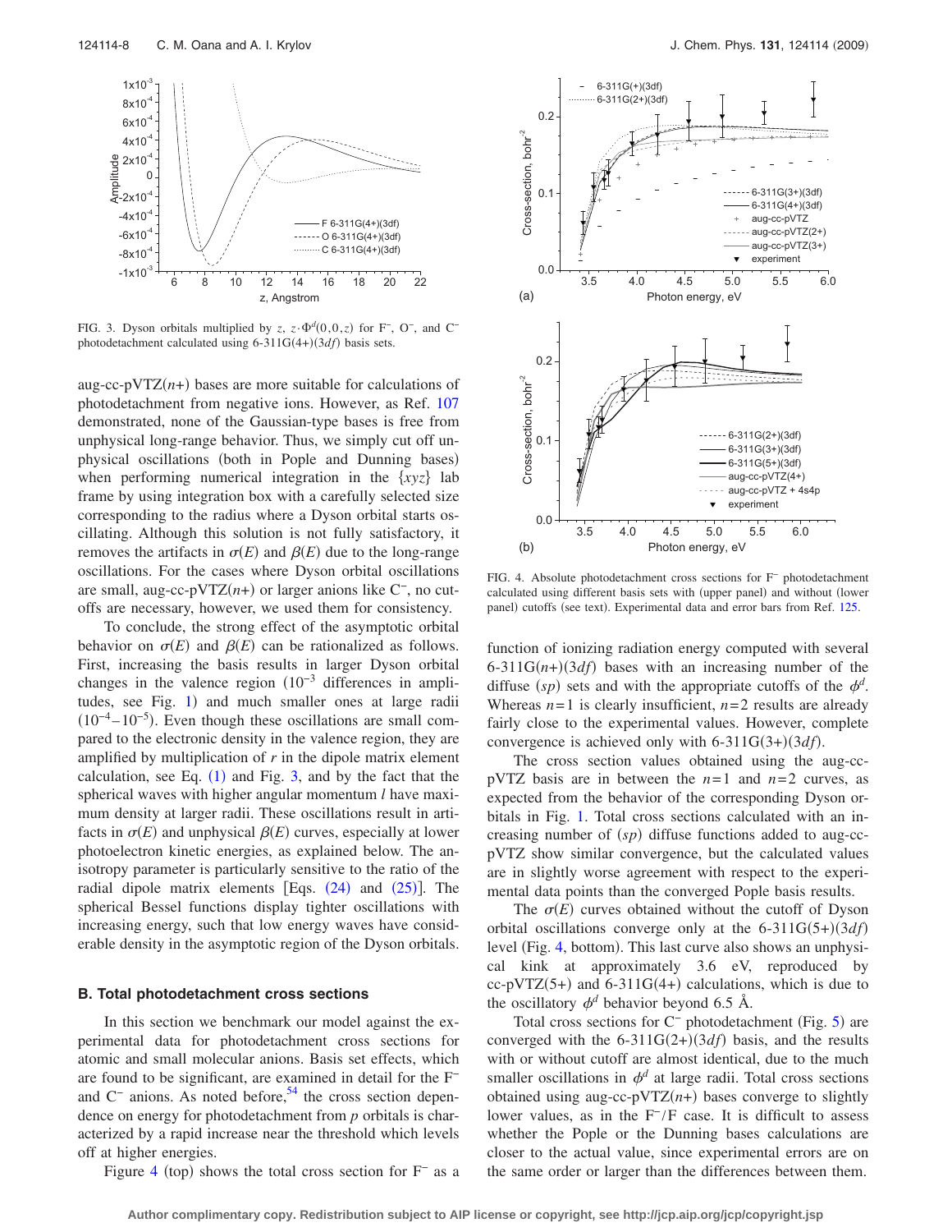FIG. 3. Dyson orbitals multiplied by $z$, $z\cdot\Phi^d(0,0,z)$ for $F^-$, $O^-$, and $C^-$ photodetachment calculated using 6-311G(4+)(3$df$) basis sets.

aug-cc-pVTZ($n$+) bases are more suitable for calculations of photodetachment from negative ions. However, as Ref. 107 demonstrated, none of the Gaussian-type bases is free from unphysical long-range behavior. Thus, we simply cut off unphysical oscillations (both in Pople and Dunning bases) when performing numerical integration in the $\{xyz\}$ lab frame by using integration box with a carefully selected size corresponding to the radius where a Dyson orbital starts oscillating. Although this solution is not fully satisfactory, it removes the artifacts in $\sigma(E)$ and $\beta(E)$ due to the long-range oscillations. For the cases where Dyson orbital oscillations are small, aug-cc-pVTZ($n$+) or larger anions like $C^-$, no cutoffs are necessary, however, we used them for consistency.

To conclude, the strong effect of the asymptotic orbital behavior on $\sigma(E)$ and $\beta(E)$ can be rationalized as follows. First, increasing the basis results in larger Dyson orbital changes in the valence region ($10^{-3}$ differences in amplitudes, see Fig. 1) and much smaller ones at large radii ($10^{-4}$–$10^{-5}$). Even though these oscillations are small compared to the electronic density in the valence region, they are amplified by multiplication of $r$ in the dipole matrix element calculation, see Eq. (1) and Fig. 3, and by the fact that the spherical waves with higher angular momentum $l$ have maximum density at larger radii. These oscillations result in artifacts in $\sigma(E)$ and unphysical $\beta(E)$ curves, especially at lower photoelectron kinetic energies, as explained below. The anisotropy parameter is particularly sensitive to the ratio of the radial dipole matrix elements [Eqs. (24) and (25)]. The spherical Bessel functions display tighter oscillations with increasing energy, such that low energy waves have considerable density in the asymptotic region of the Dyson orbitals.

### B. Total photodetachment cross sections

In this section we benchmark our model against the experimental data for photodetachment cross sections for atomic and small molecular anions. Basis set effects, which are found to be significant, are examined in detail for the $F^-$ and $C^-$ anions. As noted before,[54] the cross section dependence on energy for photodetachment from $p$ orbitals is characterized by a rapid increase near the threshold which levels off at higher energies.

Figure 4 (top) shows the total cross section for $F^-$ as a function of ionizing radiation energy computed with several 6-311G($n$+)(3$df$) bases with an increasing number of the diffuse ($sp$) sets and with the appropriate cutoffs of the $\phi^d$. Whereas $n=1$ is clearly insufficient, $n=2$ results are already fairly close to the experimental values. However, complete convergence is achieved only with 6-311G(3+)(3$df$).

The cross section values obtained using the aug-cc-pVTZ basis are in between the $n=1$ and $n=2$ curves, as expected from the behavior of the corresponding Dyson orbitals in Fig. 1. Total cross sections calculated with an increasing number of ($sp$) diffuse functions added to aug-cc-pVTZ show similar convergence, but the calculated values are in slightly worse agreement with respect to the experimental data points than the converged Pople basis results.

The $\sigma(E)$ curves obtained without the cutoff of Dyson orbital oscillations converge only at the 6-311G(5+)(3$df$) level (Fig. 4, bottom). This last curve also shows an unphysical kink at approximately 3.6 eV, reproduced by cc-pVTZ(5+) and 6-311G(4+) calculations, which is due to the oscillatory $\phi^d$ behavior beyond 6.5 Å.

Total cross sections for $C^-$ photodetachment (Fig. 5) are converged with the 6-311G(2+)(3$df$) basis, and the results with or without cutoff are almost identical, due to the much smaller oscillations in $\phi^d$ at large radii. Total cross sections obtained using aug-cc-pVTZ($n$+) bases converge to slightly lower values, as in the $F^-$/F case. It is difficult to assess whether the Pople or the Dunning bases calculations are closer to the actual value, since experimental errors are on the same order or larger than the differences between them.

FIG. 4. Absolute photodetachment cross sections for $F^-$ photodetachment calculated using different basis sets with (upper panel) and without (lower panel) cutoffs (see text). Experimental data and error bars from Ref. 125.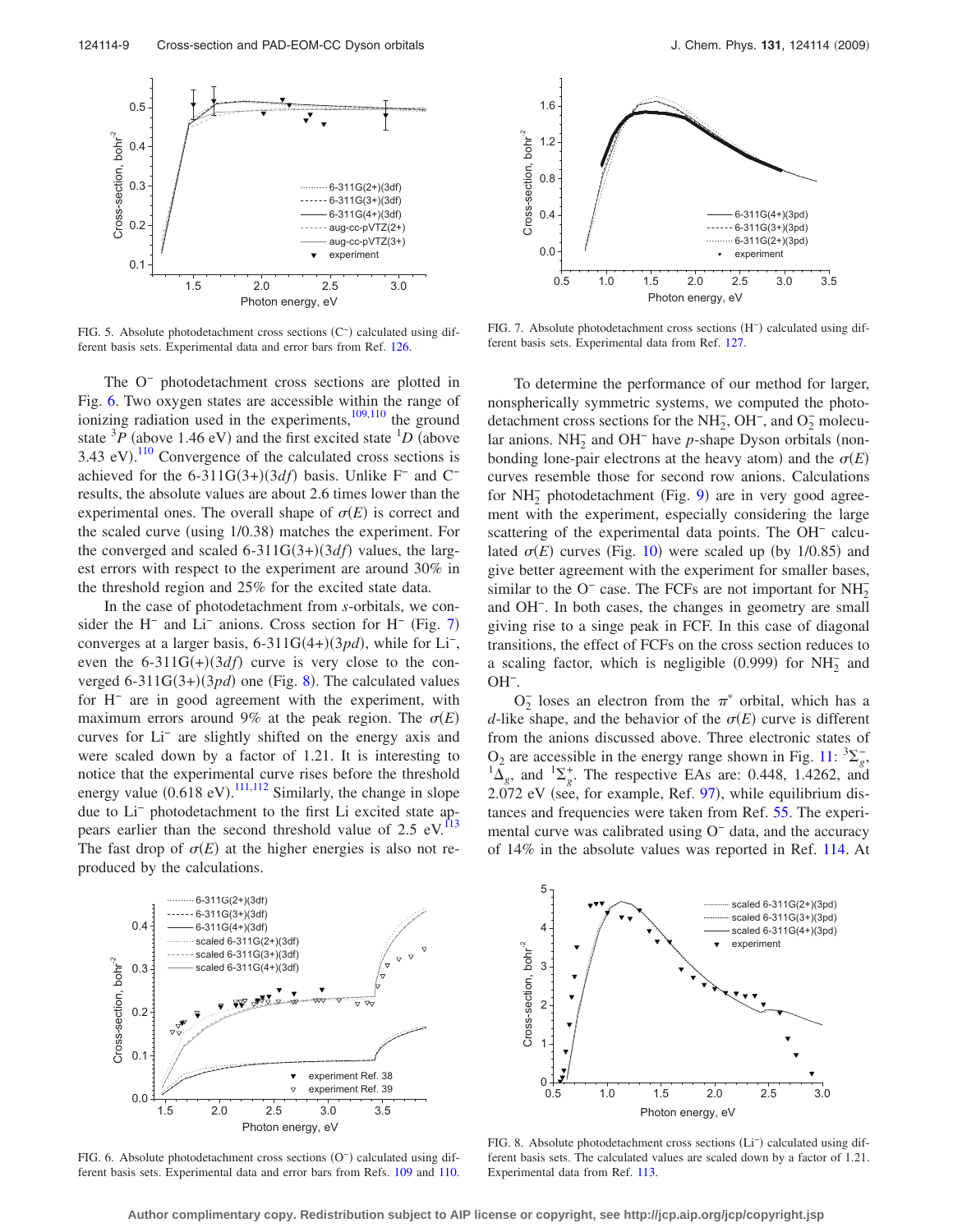FIG. 5. Absolute photodetachment cross sections ($C^-$) calculated using different basis sets. Experimental data and error bars from Ref. 126.

FIG. 7. Absolute photodetachment cross sections ($H^-$) calculated using different basis sets. Experimental data from Ref. 127.

The $O^-$ photodetachment cross sections are plotted in Fig. 6. Two oxygen states are accessible within the range of ionizing radiation used in the experiments,[109,110] the ground state $^3P$ (above 1.46 eV) and the first excited state $^1D$ (above 3.43 eV).[110] Convergence of the calculated cross sections is achieved for the 6-311G(3+)(3*df*) basis. Unlike $F^-$ and $C^-$ results, the absolute values are about 2.6 times lower than the experimental ones. The overall shape of $\sigma(E)$ is correct and the scaled curve (using 1/0.38) matches the experiment. For the converged and scaled 6-311G(3+)(3*df*) values, the largest errors with respect to the experiment are around 30% in the threshold region and 25% for the excited state data.

In the case of photodetachment from *s*-orbitals, we consider the $H^-$ and $Li^-$ anions. Cross section for $H^-$ (Fig. 7) converges at a larger basis, 6-311G(4+)(3*pd*), while for $Li^-$, even the 6-311G(+)(3*df*) curve is very close to the converged 6-311G(3+)(3*pd*) one (Fig. 8). The calculated values for $H^-$ are in good agreement with the experiment, with maximum errors around 9% at the peak region. The $\sigma(E)$ curves for $Li^-$ are slightly shifted on the energy axis and were scaled down by a factor of 1.21. It is interesting to notice that the experimental curve rises before the threshold energy value (0.618 eV).[111,112] Similarly, the change in slope due to $Li^-$ photodetachment to the first Li excited state appears earlier than the second threshold value of 2.5 eV.[113] The fast drop of $\sigma(E)$ at the higher energies is also not reproduced by the calculations.

To determine the performance of our method for larger, nonspherically symmetric systems, we computed the photodetachment cross sections for the $NH_2^-$, $OH^-$, and $O_2^-$ molecular anions. $NH_2^-$ and $OH^-$ have *p*-shape Dyson orbitals (nonbonding lone-pair electrons at the heavy atom) and the $\sigma(E)$ curves resemble those for second row anions. Calculations for $NH_2^-$ photodetachment (Fig. 9) are in very good agreement with the experiment, especially considering the large scattering of the experimental data points. The $OH^-$ calculated $\sigma(E)$ curves (Fig. 10) were scaled up (by 1/0.85) and give better agreement with the experiment for smaller bases, similar to the $O^-$ case. The FCFs are not important for $NH_2^-$ and $OH^-$. In both cases, the changes in geometry are small giving rise to a singe peak in FCF. In this case of diagonal transitions, the effect of FCFs on the cross section reduces to a scaling factor, which is negligible (0.999) for $NH_2^-$ and $OH^-$.

$O_2^-$ loses an electron from the $\pi^*$ orbital, which has a *d*-like shape, and the behavior of the $\sigma(E)$ curve is different from the anions discussed above. Three electronic states of $O_2$ are accessible in the energy range shown in Fig. 11: $^3\Sigma_g^-$, $^1\Delta_g$, and $^1\Sigma_g^+$. The respective EAs are: 0.448, 1.4262, and 2.072 eV (see, for example, Ref. 97), while equilibrium distances and frequencies were taken from Ref. 55. The experimental curve was calibrated using $O^-$ data, and the accuracy of 14% in the absolute values was reported in Ref. 114. At

FIG. 6. Absolute photodetachment cross sections ($O^-$) calculated using different basis sets. Experimental data and error bars from Refs. 109 and 110.

FIG. 8. Absolute photodetachment cross sections ($Li^-$) calculated using different basis sets. The calculated values are scaled down by a factor of 1.21. Experimental data from Ref. 113.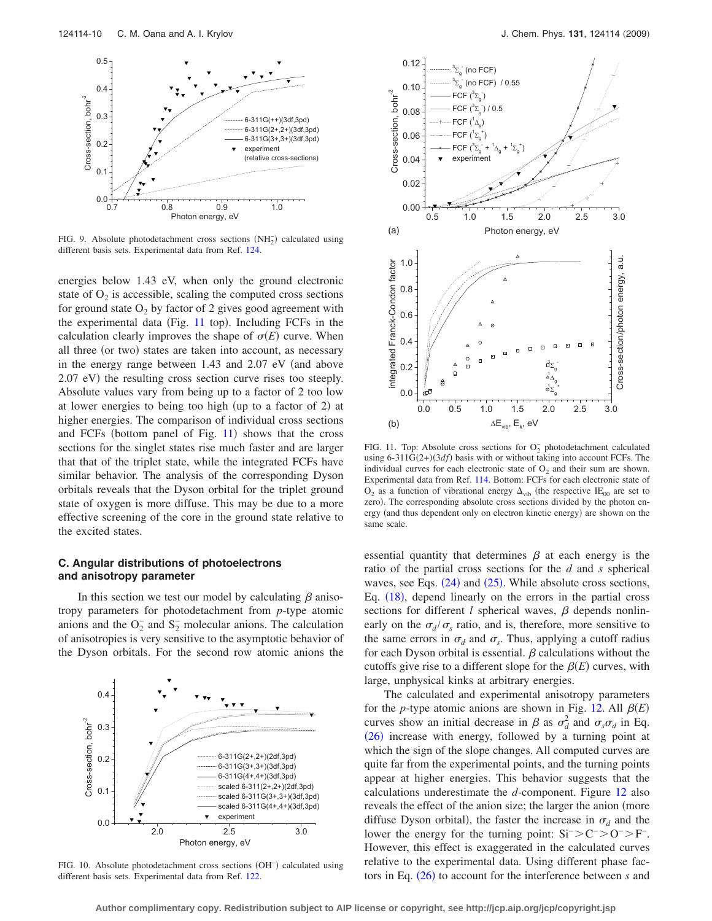FIG. 9. Absolute photodetachment cross sections ($NH_2^-$) calculated using different basis sets. Experimental data from Ref. 124.

energies below 1.43 eV, when only the ground electronic state of $O_2$ is accessible, scaling the computed cross sections for ground state $O_2$ by factor of 2 gives good agreement with the experimental data (Fig. 11 top). Including FCFs in the calculation clearly improves the shape of $\sigma(E)$ curve. When all three (or two) states are taken into account, as necessary in the energy range between 1.43 and 2.07 eV (and above 2.07 eV) the resulting cross section curve rises too steeply. Absolute values vary from being up to a factor of 2 too low at lower energies to being too high (up to a factor of 2) at higher energies. The comparison of individual cross sections and FCFs (bottom panel of Fig. 11) shows that the cross sections for the singlet states rise much faster and are larger that that of the triplet state, while the integrated FCFs have similar behavior. The analysis of the corresponding Dyson orbitals reveals that the Dyson orbital for the triplet ground state of oxygen is more diffuse. This may be due to a more effective screening of the core in the ground state relative to the excited states.

### C. Angular distributions of photoelectrons and anisotropy parameter

In this section we test our model by calculating $\beta$ anisotropy parameters for photodetachment from $p$-type atomic anions and the $O_2^-$ and $S_2^-$ molecular anions. The calculation of anisotropies is very sensitive to the asymptotic behavior of the Dyson orbitals. For the second row atomic anions the essential quantity that determines $\beta$ at each energy is the ratio of the partial cross sections for the $d$ and $s$ spherical waves, see Eqs. (24) and (25). While absolute cross sections, Eq. (18), depend linearly on the errors in the partial cross sections for different $l$ spherical waves, $\beta$ depends nonlinearly on the $\sigma_d/\sigma_s$ ratio, and is, therefore, more sensitive to the same errors in $\sigma_d$ and $\sigma_s$. Thus, applying a cutoff radius for each Dyson orbital is essential. $\beta$ calculations without the cutoffs give rise to a different slope for the $\beta(E)$ curves, with large, unphysical kinks at arbitrary energies.

The calculated and experimental anisotropy parameters for the $p$-type atomic anions are shown in Fig. 12. All $\beta(E)$ curves show an initial decrease in $\beta$ as $\sigma_d^2$ and $\sigma_s\sigma_d$ in Eq. (26) increase with energy, followed by a turning point at which the sign of the slope changes. All computed curves are quite far from the experimental points, and the turning points appear at higher energies. This behavior suggests that the calculations underestimate the $d$-component. Figure 12 also reveals the effect of the anion size; the larger the anion (more diffuse Dyson orbital), the faster the increase in $\sigma_d$ and the lower the energy for the turning point: $Si^- > C^- > O^- > F^-$. However, this effect is exaggerated in the calculated curves relative to the experimental data. Using different phase factors in Eq. (26) to account for the interference between $s$ and

FIG. 10. Absolute photodetachment cross sections ($OH^-$) calculated using different basis sets. Experimental data from Ref. 122.

FIG. 11. Top: Absolute cross sections for $O_2^-$ photodetachment calculated using 6-311G(2+)(3$df$) basis with or without taking into account FCFs. The individual curves for each electronic state of $O_2$ and their sum are shown. Experimental data from Ref. 114. Bottom: FCFs for each electronic state of $O_2$ as a function of vibrational energy $\Delta_{vib}$ (the respective $IE_{00}$ are set to zero). The corresponding absolute cross sections divided by the photon energy (and thus dependent only on electron kinetic energy) are shown on the same scale.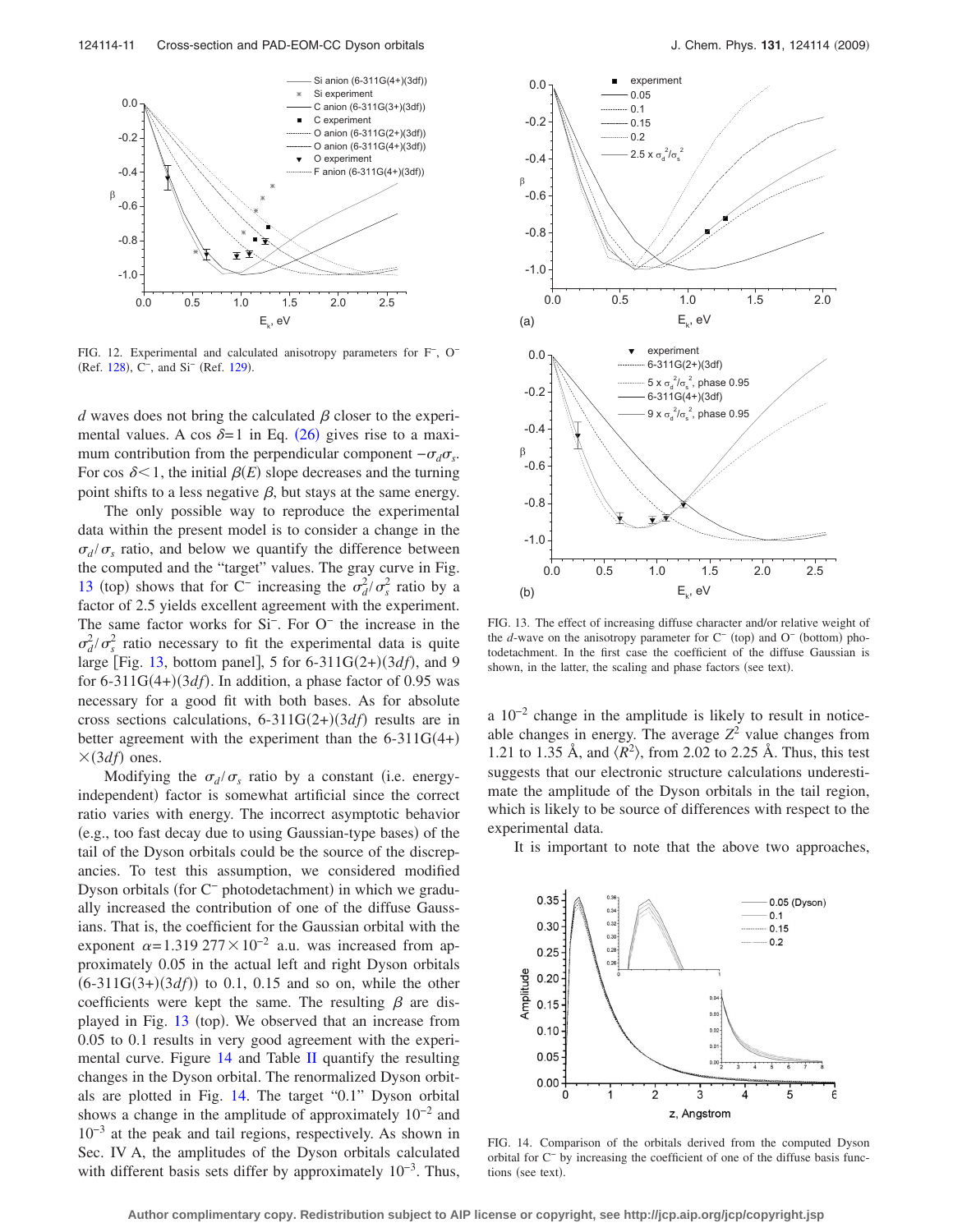FIG. 12. Experimental and calculated anisotropy parameters for $F^-$, $O^-$ (Ref. 128), $C^-$, and $Si^-$ (Ref. 129).

$d$ waves does not bring the calculated $\beta$ closer to the experimental values. A $\cos\delta=1$ in Eq. (26) gives rise to a maximum contribution from the perpendicular component $-\sigma_d\sigma_s$. For $\cos\delta<1$, the initial $\beta(E)$ slope decreases and the turning point shifts to a less negative $\beta$, but stays at the same energy.

The only possible way to reproduce the experimental data within the present model is to consider a change in the $\sigma_d/\sigma_s$ ratio, and below we quantify the difference between the computed and the "target" values. The gray curve in Fig. 13 (top) shows that for $C^-$ increasing the $\sigma_d^2/\sigma_s^2$ ratio by a factor of 2.5 yields excellent agreement with the experiment. The same factor works for $Si^-$. For $O^-$ the increase in the $\sigma_d^2/\sigma_s^2$ ratio necessary to fit the experimental data is quite large [Fig. 13, bottom panel], 5 for 6-311G(2+)(3$df$), and 9 for 6-311G(4+)(3$df$). In addition, a phase factor of 0.95 was necessary for a good fit with both bases. As for absolute cross sections calculations, 6-311G(2+)(3$df$) results are in better agreement with the experiment than the 6-311G(4+)×(3$df$) ones.

Modifying the $\sigma_d/\sigma_s$ ratio by a constant (i.e. energy-independent) factor is somewhat artificial since the correct ratio varies with energy. The incorrect asymptotic behavior (e.g., too fast decay due to using Gaussian-type bases) of the tail of the Dyson orbitals could be the source of the discrepancies. To test this assumption, we considered modified Dyson orbitals (for $C^-$ photodetachment) in which we gradually increased the contribution of one of the diffuse Gaussians. That is, the coefficient for the Gaussian orbital with the exponent $\alpha=1.319\,277\times10^{-2}$ a.u. was increased from approximately 0.05 in the actual left and right Dyson orbitals (6-311G(3+)(3$df$)) to 0.1, 0.15 and so on, while the other coefficients were kept the same. The resulting $\beta$ are displayed in Fig. 13 (top). We observed that an increase from 0.05 to 0.1 results in very good agreement with the experimental curve. Figure 14 and Table II quantify the resulting changes in the Dyson orbital. The renormalized Dyson orbitals are plotted in Fig. 14. The target "0.1" Dyson orbital shows a change in the amplitude of approximately $10^{-2}$ and $10^{-3}$ at the peak and tail regions, respectively. As shown in Sec. IV A, the amplitudes of the Dyson orbitals calculated with different basis sets differ by approximately $10^{-3}$. Thus, a $10^{-2}$ change in the amplitude is likely to result in noticeable changes in energy. The average $Z^2$ value changes from 1.21 to 1.35 Å, and $\langle R^2\rangle$, from 2.02 to 2.25 Å. Thus, this test suggests that our electronic structure calculations underestimate the amplitude of the Dyson orbitals in the tail region, which is likely to be source of differences with respect to the experimental data.

FIG. 13. The effect of increasing diffuse character and/or relative weight of the $d$-wave on the anisotropy parameter for $C^-$ (top) and $O^-$ (bottom) photodetachment. In the first case the coefficient of the diffuse Gaussian is shown, in the latter, the scaling and phase factors (see text).

FIG. 14. Comparison of the orbitals derived from the computed Dyson orbital for $C^-$ by increasing the coefficient of one of the diffuse basis functions (see text).

It is important to note that the above two approaches,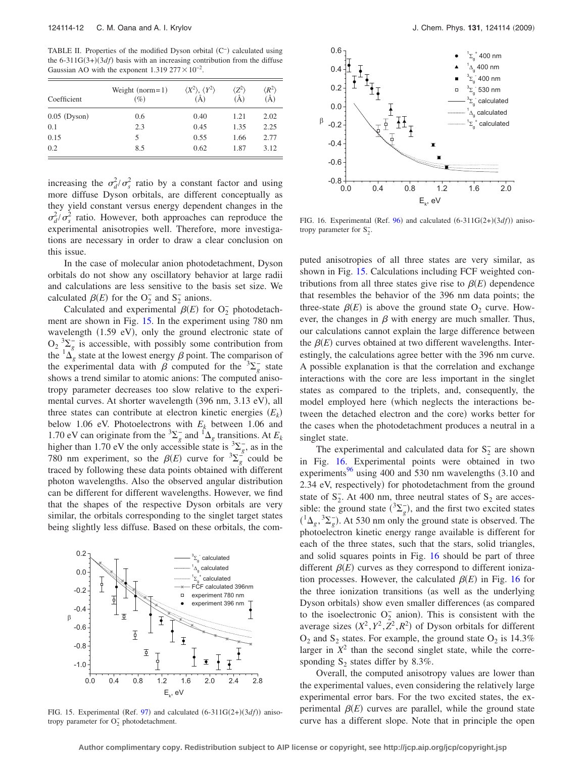TABLE II. Properties of the modified Dyson orbital ($C^-$) calculated using the 6-311G(3+)(3$df$) basis with an increasing contribution from the diffuse Gaussian AO with the exponent $1.319\,277\times10^{-2}$.

| Coefficient | Weight (norm=1) (%) | $\langle X^2\rangle$, $\langle Y^2\rangle$ (Å) | $\langle Z^2\rangle$ (Å) | $\langle R^2\rangle$ (Å) |
|---|---|---|---|---|
| 0.05 (Dyson) | 0.6 | 0.40 | 1.21 | 2.02 |
| 0.1 | 2.3 | 0.45 | 1.35 | 2.25 |
| 0.15 | 5 | 0.55 | 1.66 | 2.77 |
| 0.2 | 8.5 | 0.62 | 1.87 | 3.12 |

increasing the $\sigma_d^2/\sigma_s^2$ ratio by a constant factor and using more diffuse Dyson orbitals, are different conceptually as they yield constant versus energy dependent changes in the $\sigma_d^2/\sigma_s^2$ ratio. However, both approaches can reproduce the experimental anisotropies well. Therefore, more investigations are necessary in order to draw a clear conclusion on this issue.

In the case of molecular anion photodetachment, Dyson orbitals do not show any oscillatory behavior at large radii and calculations are less sensitive to the basis set size. We calculated $\beta(E)$ for the $O_2^-$ and $S_2^-$ anions.

Calculated and experimental $\beta(E)$ for $O_2^-$ photodetachment are shown in Fig. 15. In the experiment using 780 nm wavelength (1.59 eV), only the ground electronic state of $O_2$ $^3\Sigma_g^-$ is accessible, with possibly some contribution from the $^1\Delta_g$ state at the lowest energy $\beta$ point. The comparison of the experimental data with $\beta$ computed for the $^3\Sigma_g^-$ state shows a trend similar to atomic anions: The computed anisotropy parameter decreases too slow relative to the experimental curves. At shorter wavelength (396 nm, 3.13 eV), all three states can contribute at electron kinetic energies ($E_k$) below 1.06 eV. Photoelectrons with $E_k$ between 1.06 and 1.70 eV can originate from the $^3\Sigma_g^-$ and $^1\Delta_g$ transitions. At $E_k$ higher than 1.70 eV the only accessible state is $^3\Sigma_g^-$, as in the 780 nm experiment, so the $\beta(E)$ curve for $^3\Sigma_g^-$ could be traced by following these data points obtained with different photon wavelengths. Also the observed angular distribution can be different for different wavelengths. However, we find that the shapes of the respective Dyson orbitals are very similar, the orbitals corresponding to the singlet target states being slightly less diffuse. Based on these orbitals, the computed anisotropies of all three states are very similar, as shown in Fig. 15. Calculations including FCF weighted contributions from all three states give rise to $\beta(E)$ dependence that resembles the behavior of the 396 nm data points; the three-state $\beta(E)$ is above the ground state $O_2$ curve. However, the changes in $\beta$ with energy are much smaller. Thus, our calculations cannot explain the large difference between the $\beta(E)$ curves obtained at two different wavelengths. Interestingly, the calculations agree better with the 396 nm curve. A possible explanation is that the correlation and exchange interactions with the core are less important in the singlet states as compared to the triplets, and, consequently, the model employed here (which neglects the interactions between the detached electron and the core) works better for the cases when the photodetachment produces a neutral in a singlet state.

FIG. 15. Experimental (Ref. 97) and calculated (6-311G(2+)(3$df$)) anisotropy parameter for $O_2^-$ photodetachment.

FIG. 16. Experimental (Ref. 96) and calculated (6-311G(2+)(3$df$)) anisotropy parameter for $S_2^-$.

The experimental and calculated data for $S_2^-$ are shown in Fig. 16. Experimental points were obtained in two experiments[96] using 400 and 530 nm wavelengths (3.10 and 2.34 eV, respectively) for photodetachment from the ground state of $S_2^-$. At 400 nm, three neutral states of $S_2$ are accessible: the ground state ($^3\Sigma_g^-$), and the first two excited states ($^1\Delta_g$, $^3\Sigma_g^-$). At 530 nm only the ground state is observed. The photoelectron kinetic energy range available is different for each of the three states, such that the stars, solid triangles, and solid squares points in Fig. 16 should be part of three different $\beta(E)$ curves as they correspond to different ionization processes. However, the calculated $\beta(E)$ in Fig. 16 for the three ionization transitions (as well as the underlying Dyson orbitals) show even smaller differences (as compared to the isoelectronic $O_2^-$ anion). This is consistent with the average sizes ($X^2, Y^2, Z^2, R^2$) of Dyson orbitals for different $O_2$ and $S_2$ states. For example, the ground state $O_2$ is 14.3% larger in $X^2$ than the second singlet state, while the corresponding $S_2$ states differ by 8.3%.

Overall, the computed anisotropy values are lower than the experimental values, even considering the relatively large experimental error bars. For the two excited states, the experimental $\beta(E)$ curves are parallel, while the ground state curve has a different slope. Note that in principle the open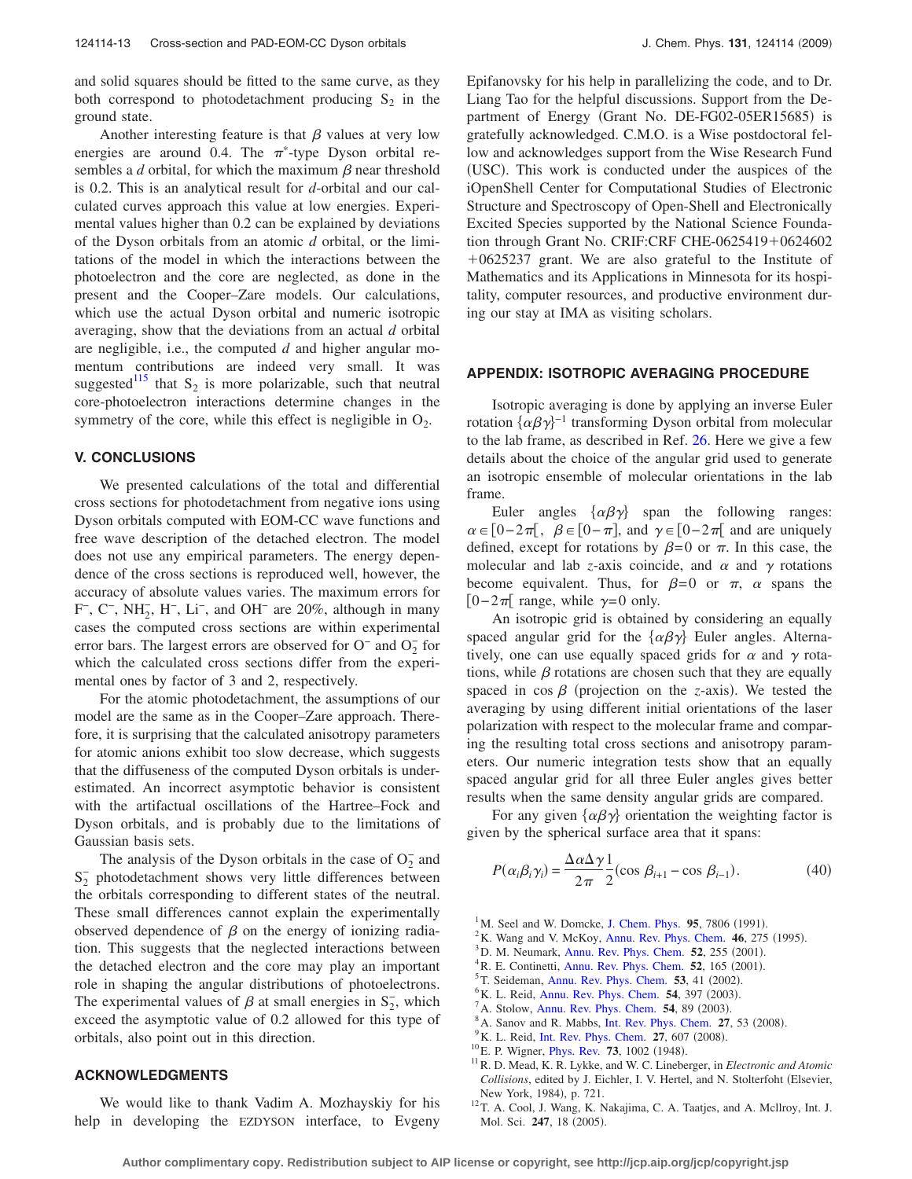and solid squares should be fitted to the same curve, as they both correspond to photodetachment producing $S_2$ in the ground state.

Another interesting feature is that $\beta$ values at very low energies are around 0.4. The $\pi^*$-type Dyson orbital resembles a $d$ orbital, for which the maximum $\beta$ near threshold is 0.2. This is an analytical result for $d$-orbital and our calculated curves approach this value at low energies. Experimental values higher than 0.2 can be explained by deviations of the Dyson orbitals from an atomic $d$ orbital, or the limitations of the model in which the interactions between the photoelectron and the core are neglected, as done in the present and the Cooper–Zare models. Our calculations, which use the actual Dyson orbital and numeric isotropic averaging, show that the deviations from an actual $d$ orbital are negligible, i.e., the computed $d$ and higher angular momentum contributions are indeed very small. It was suggested[115] that $S_2$ is more polarizable, such that neutral core-photoelectron interactions determine changes in the symmetry of the core, while this effect is negligible in $O_2$.

## V. CONCLUSIONS

We presented calculations of the total and differential cross sections for photodetachment from negative ions using Dyson orbitals computed with EOM-CC wave functions and free wave description of the detached electron. The model does not use any empirical parameters. The energy dependence of the cross sections is reproduced well, however, the accuracy of absolute values varies. The maximum errors for $F^-$, $C^-$, $NH_2^-$, $H^-$, $Li^-$, and $OH^-$ are 20%, although in many cases the computed cross sections are within experimental error bars. The largest errors are observed for $O^-$ and $O_2^-$ for which the calculated cross sections differ from the experimental ones by factor of 3 and 2, respectively.

For the atomic photodetachment, the assumptions of our model are the same as in the Cooper–Zare approach. Therefore, it is surprising that the calculated anisotropy parameters for atomic anions exhibit too slow decrease, which suggests that the diffuseness of the computed Dyson orbitals is underestimated. An incorrect asymptotic behavior is consistent with the artifactual oscillations of the Hartree–Fock and Dyson orbitals, and is probably due to the limitations of Gaussian basis sets.

The analysis of the Dyson orbitals in the case of $O_2^-$ and $S_2^-$ photodetachment shows very little differences between the orbitals corresponding to different states of the neutral. These small differences cannot explain the experimentally observed dependence of $\beta$ on the energy of ionizing radiation. This suggests that the neglected interactions between the detached electron and the core may play an important role in shaping the angular distributions of photoelectrons. The experimental values of $\beta$ at small energies in $S_2^-$, which exceed the asymptotic value of 0.2 allowed for this type of orbitals, also point out in this direction.

## ACKNOWLEDGMENTS

We would like to thank Vadim A. Mozhayskiy for his help in developing the EZDYSON interface, to Evgeny Epifanovsky for his help in parallelizing the code, and to Dr. Liang Tao for the helpful discussions. Support from the Department of Energy (Grant No. DE-FG02-05ER15685) is gratefully acknowledged. C.M.O. is a Wise postdoctoral fellow and acknowledges support from the Wise Research Fund (USC). This work is conducted under the auspices of the iOpenShell Center for Computational Studies of Electronic Structure and Spectroscopy of Open-Shell and Electronically Excited Species supported by the National Science Foundation through Grant No. CRIF:CRF CHE-0625419+0624602+0625237 grant. We are also grateful to the Institute of Mathematics and its Applications in Minnesota for its hospitality, computer resources, and productive environment during our stay at IMA as visiting scholars.

## APPENDIX: ISOTROPIC AVERAGING PROCEDURE

Isotropic averaging is done by applying an inverse Euler rotation $\{\alpha\beta\gamma\}^{-1}$ transforming Dyson orbital from molecular to the lab frame, as described in Ref. 26. Here we give a few details about the choice of the angular grid used to generate an isotropic ensemble of molecular orientations in the lab frame.

Euler angles $\{\alpha\beta\gamma\}$ span the following ranges: $\alpha \in [0-2\pi[$, $\beta \in [0-\pi]$, and $\gamma \in [0-2\pi[$ and are uniquely defined, except for rotations by $\beta=0$ or $\pi$. In this case, the molecular and lab $z$-axis coincide, and $\alpha$ and $\gamma$ rotations become equivalent. Thus, for $\beta=0$ or $\pi$, $\alpha$ spans the $[0-2\pi[$ range, while $\gamma=0$ only.

An isotropic grid is obtained by considering an equally spaced angular grid for the $\{\alpha\beta\gamma\}$ Euler angles. Alternatively, one can use equally spaced grids for $\alpha$ and $\gamma$ rotations, while $\beta$ rotations are chosen such that they are equally spaced in $\cos\beta$ (projection on the $z$-axis). We tested the averaging by using different initial orientations of the laser polarization with respect to the molecular frame and comparing the resulting total cross sections and anisotropy parameters. Our numeric integration tests show that an equally spaced angular grid for all three Euler angles gives better results when the same density angular grids are compared.

For any given $\{\alpha\beta\gamma\}$ orientation the weighting factor is given by the spherical surface area that it spans:

$$P(\alpha_i\beta_i\gamma_i) = \frac{\Delta\alpha\Delta\gamma}{2\pi}\frac{1}{2}(\cos\beta_{i+1} - \cos\beta_{i-1}). \tag{40}$$

[1] M. Seel and W. Domcke, J. Chem. Phys. **95**, 7806 (1991).
[2] K. Wang and V. McKoy, Annu. Rev. Phys. Chem. **46**, 275 (1995).
[3] D. M. Neumark, Annu. Rev. Phys. Chem. **52**, 255 (2001).
[4] R. E. Continetti, Annu. Rev. Phys. Chem. **52**, 165 (2001).
[5] T. Seideman, Annu. Rev. Phys. Chem. **53**, 41 (2002).
[6] K. L. Reid, Annu. Rev. Phys. Chem. **54**, 397 (2003).
[7] A. Stolow, Annu. Rev. Phys. Chem. **54**, 89 (2003).
[8] A. Sanov and R. Mabbs, Int. Rev. Phys. Chem. **27**, 53 (2008).
[9] K. L. Reid, Int. Rev. Phys. Chem. **27**, 607 (2008).
[10] E. P. Wigner, Phys. Rev. **73**, 1002 (1948).
[11] R. D. Mead, K. R. Lykke, and W. C. Lineberger, in *Electronic and Atomic Collisions*, edited by J. Eichler, I. V. Hertel, and N. Stolterfoht (Elsevier, New York, 1984), p. 721.
[12] T. A. Cool, J. Wang, K. Nakajima, C. A. Taatjes, and A. McIlroy, Int. J. Mol. Sci. **247**, 18 (2005).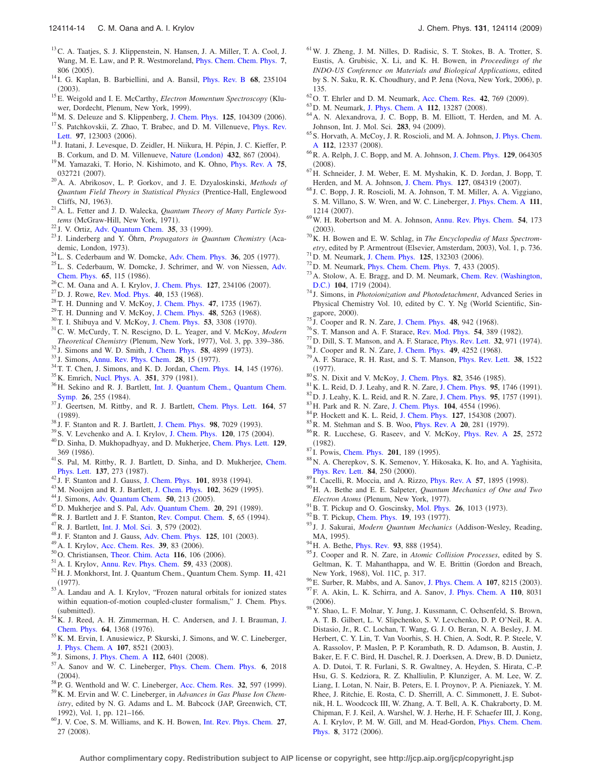[13] C. A. Taatjes, S. J. Klippenstein, N. Hansen, J. A. Miller, T. A. Cool, J. Wang, M. E. Law, and P. R. Westmoreland, Phys. Chem. Chem. Phys. **7**, 806 (2005).

[14] I. G. Kaplan, B. Barbiellini, and A. Bansil, Phys. Rev. B **68**, 235104 (2003).

[15] E. Weigold and I. E. McCarthy, *Electron Momentum Spectroscopy* (Kluwer, Dordecht, Plenum, New York, 1999).

[16] M. S. Deleuze and S. Klippenberg, J. Chem. Phys. **125**, 104309 (2006).

[17] S. Patchkovskii, Z. Zhao, T. Brabec, and D. M. Villeneuve, Phys. Rev. Lett. **97**, 123003 (2006).

[18] J. Itatani, J. Levesque, D. Zeidler, H. Niikura, H. Pépin, J. C. Kieffer, P. B. Corkum, and D. M. Villeneuve, Nature (London) **432**, 867 (2004).

[19] M. Yamazaki, T. Horio, N. Kishimoto, and K. Ohno, Phys. Rev. A **75**, 032721 (2007).

[20] A. A. Abrikosov, L. P. Gorkov, and J. E. Dzyaloskinski, *Methods of Quantum Field Theory in Statistical Physics* (Prentice-Hall, Englewood Cliffs, NJ, 1963).

[21] A. L. Fetter and J. D. Walecka, *Quantum Theory of Many Particle Systems* (McGraw-Hill, New York, 1971).

[22] J. V. Ortiz, Adv. Quantum Chem. **35**, 33 (1999).

[23] J. Linderberg and Y. Öhrn, *Propagators in Quantum Chemistry* (Academic, London, 1973).

[24] L. S. Cederbaum and W. Domcke, Adv. Chem. Phys. **36**, 205 (1977).

[25] L. S. Cederbaum, W. Domcke, J. Schrimer, and W. von Niessen, Adv. Chem. Phys. **65**, 115 (1986).

[26] C. M. Oana and A. I. Krylov, J. Chem. Phys. **127**, 234106 (2007).

[27] D. J. Rowe, Rev. Mod. Phys. **40**, 153 (1968).

[28] T. H. Dunning and V. McKoy, J. Chem. Phys. **47**, 1735 (1967).

[29] T. H. Dunning and V. McKoy, J. Chem. Phys. **48**, 5263 (1968).

[30] T. I. Shibuya and V. McKoy, J. Chem. Phys. **53**, 3308 (1970).

[31] C. W. McCurdy, T. N. Rescigno, D. L. Yeager, and V. McKoy, *Modern Theoretical Chemistry* (Plenum, New York, 1977), Vol. 3, pp. 339–386.

[32] J. Simons and W. D. Smith, J. Chem. Phys. **58**, 4899 (1973).

[33] J. Simons, Annu. Rev. Phys. Chem. **28**, 15 (1977).

[34] T. T. Chen, J. Simons, and K. D. Jordan, Chem. Phys. **14**, 145 (1976).

[35] K. Emrich, Nucl. Phys. A. **351**, 379 (1981).

[36] H. Sekino and R. J. Bartlett, Int. J. Quantum Chem., Quantum Chem. Symp. **26**, 255 (1984).

[37] J. Geertsen, M. Rittby, and R. J. Bartlett, Chem. Phys. Lett. **164**, 57 (1989).

[38] J. F. Stanton and R. J. Bartlett, J. Chem. Phys. **98**, 7029 (1993).

[39] S. V. Levchenko and A. I. Krylov, J. Chem. Phys. **120**, 175 (2004).

[40] D. Sinha, D. Mukhopadhyay, and D. Mukherjee, Chem. Phys. Lett. **129**, 369 (1986).

[41] S. Pal, M. Rittby, R. J. Bartlett, D. Sinha, and D. Mukherjee, Chem. Phys. Lett. **137**, 273 (1987).

[42] J. F. Stanton and J. Gauss, J. Chem. Phys. **101**, 8938 (1994).

[43] M. Nooijen and R. J. Bartlett, J. Chem. Phys. **102**, 3629 (1995).

[44] J. Simons, Adv. Quantum Chem. **50**, 213 (2005).

[45] D. Mukherjee and S. Pal, Adv. Quantum Chem. **20**, 291 (1989).

[46] R. J. Bartlett and J. F. Stanton, Rev. Comput. Chem. **5**, 65 (1994).

[47] R. J. Bartlett, Int. J. Mol. Sci. **3**, 579 (2002).

[48] J. F. Stanton and J. Gauss, Adv. Chem. Phys. **125**, 101 (2003).

[49] A. I. Krylov, Acc. Chem. Res. **39**, 83 (2006).

[50] O. Christiansen, Theor. Chim. Acta **116**, 106 (2006).

[51] A. I. Krylov, Annu. Rev. Phys. Chem. **59**, 433 (2008).

[52] H. J. Monkhorst, Int. J. Quantum Chem., Quantum Chem. Symp. **11**, 421 (1977).

[53] A. Landau and A. I. Krylov, "Frozen natural orbitals for ionized states within equation-of-motion coupled-cluster formalism," J. Chem. Phys. (submitted).

[54] K. J. Reed, A. H. Zimmerman, H. C. Andersen, and J. I. Brauman, J. Chem. Phys. **64**, 1368 (1976).

[55] K. M. Ervin, I. Anusiewicz, P. Skurski, J. Simons, and W. C. Lineberger, J. Phys. Chem. A **107**, 8521 (2003).

[56] J. Simons, J. Phys. Chem. A **112**, 6401 (2008).

[57] A. Sanov and W. C. Lineberger, Phys. Chem. Chem. Phys. **6**, 2018 (2004).

[58] P. G. Wenthold and W. C. Lineberger, Acc. Chem. Res. **32**, 597 (1999).

[59] K. M. Ervin and W. C. Lineberger, in *Advances in Gas Phase Ion Chemistry*, edited by N. G. Adams and L. M. Babcock (JAP, Greenwich, CT, 1992), Vol. 1, pp. 121–166.

[60] J. V. Coe, S. M. Williams, and K. H. Bowen, Int. Rev. Phys. Chem. **27**, 27 (2008).

[61] W. J. Zheng, J. M. Nilles, D. Radisic, S. T. Stokes, B. A. Trotter, S. Eustis, A. Grubisic, X. Li, and K. H. Bowen, in *Proceedings of the INDO-US Conference on Materials and Biological Applications*, edited by S. N. Saku, R. K. Choudhury, and P. Jena (Nova, New York, 2006), p. 135.

[62] O. T. Ehrler and D. M. Neumark, Acc. Chem. Res. **42**, 769 (2009).

[63] D. M. Neumark, J. Phys. Chem. A **112**, 13287 (2008).

[64] A. N. Alexandrova, J. C. Bopp, B. M. Elliott, T. Herden, and M. A. Johnson, Int. J. Mol. Sci. **283**, 94 (2009).

[65] S. Horvath, A. McCoy, J. R. Roscioli, and M. A. Johnson, J. Phys. Chem. A **112**, 12337 (2008).

[66] R. A. Relph, J. C. Bopp, and M. A. Johnson, J. Chem. Phys. **129**, 064305 (2008).

[67] H. Schneider, J. M. Weber, E. M. Myshakin, K. D. Jordan, J. Bopp, T. Herden, and M. A. Johnson, J. Chem. Phys. **127**, 084319 (2007).

[68] J. C. Bopp, J. R. Roscioli, M. A. Johnson, T. M. Miller, A. A. Viggiano, S. M. Villano, S. W. Wren, and W. C. Lineberger, J. Phys. Chem. A **111**, 1214 (2007).

[69] W. H. Robertson and M. A. Johnson, Annu. Rev. Phys. Chem. **54**, 173 (2003).

[70] K. H. Bowen and E. W. Schlag, in *The Encyclopedia of Mass Spectrometry*, edited by P. Armentrout (Elsevier, Amsterdam, 2003), Vol. 1, p. 736.

[71] D. M. Neumark, J. Chem. Phys. **125**, 132303 (2006).

[72] D. M. Neumark, Phys. Chem. Chem. Phys. **7**, 433 (2005).

[73] A. Stolow, A. E. Bragg, and D. M. Neumark, Chem. Rev. (Washington, D.C.) **104**, 1719 (2004).

[74] J. Simons, in *Photoionization and Photodetachment*, Advanced Series in Physical Chemistry Vol. 10, edited by C. Y. Ng (World Scientific, Singapore, 2000).

[75] J. Cooper and R. N. Zare, J. Chem. Phys. **48**, 942 (1968).

[76] S. T. Manson and A. F. Starace, Rev. Mod. Phys. **54**, 389 (1982).

[77] D. Dill, S. T. Manson, and A. F. Starace, Phys. Rev. Lett. **32**, 971 (1974).

[78] J. Cooper and R. N. Zare, J. Chem. Phys. **49**, 4252 (1968).

[79] A. F. Starace, R. H. Rast, and S. T. Manson, Phys. Rev. Lett. **38**, 1522 (1977).

[80] S. N. Dixit and V. McKoy, J. Chem. Phys. **82**, 3546 (1985).

[81] K. L. Reid, D. J. Leahy, and R. N. Zare, J. Chem. Phys. **95**, 1746 (1991).

[82] D. J. Leahy, K. L. Reid, and R. N. Zare, J. Chem. Phys. **95**, 1757 (1991).

[83] H. Park and R. N. Zare, J. Chem. Phys. **104**, 4554 (1996).

[84] P. Hockett and K. L. Reid, J. Chem. Phys. **127**, 154308 (2007).

[85] R. M. Stehman and S. B. Woo, Phys. Rev. A **20**, 281 (1979).

[86] R. R. Lucchese, G. Raseev, and V. McKoy, Phys. Rev. A **25**, 2572 (1982).

[87] I. Powis, Chem. Phys. **201**, 189 (1995).

[88] N. A. Cherepkov, S. K. Semenov, Y. Hikosaka, K. Ito, and A. Yaghisita, Phys. Rev. Lett. **84**, 250 (2000).

[89] I. Cacelli, R. Moccia, and A. Rizzo, Phys. Rev. A **57**, 1895 (1998).

[90] H. A. Bethe and E. E. Salpeter, *Quantum Mechanics of One and Two Electron Atoms* (Plenum, New York, 1977).

[91] B. T. Pickup and O. Goscinsky, Mol. Phys. **26**, 1013 (1973).

[92] B. T. Pickup, Chem. Phys. **19**, 193 (1977).

[93] J. J. Sakurai, *Modern Quantum Mechanics* (Addison-Wesley, Reading, MA, 1995).

[94] H. A. Bethe, Phys. Rev. **93**, 888 (1954).

[95] J. Cooper and R. N. Zare, in *Atomic Collision Processes*, edited by S. Geltman, K. T. Mahanthappa, and W. E. Brittin (Gordon and Breach, New York, 1968), Vol. 11C, p. 317.

[96] E. Surber, R. Mabbs, and A. Sanov, J. Phys. Chem. A **107**, 8215 (2003).

[97] F. A. Akin, L. K. Schirra, and A. Sanov, J. Phys. Chem. A **110**, 8031 (2006).

[98] Y. Shao, L. F. Molnar, Y. Jung, J. Kussmann, C. Ochsenfeld, S. Brown, A. T. B. Gilbert, L. V. Slipchenko, S. V. Levchenko, D. P. O'Neil, R. A. Distasio, Jr., R. C. Lochan, T. Wang, G. J. O. Beran, N. A. Besley, J. M. Herbert, C. Y. Lin, T. Van Voorhis, S. H. Chien, A. Sodt, R. P. Steele, V. A. Rassolov, P. Maslen, P. P. Korambath, R. D. Adamson, B. Austin, J. Baker, E. F. C. Bird, H. Daschel, R. J. Doerksen, A. Drew, B. D. Dunietz, A. D. Dutoi, T. R. Furlani, S. R. Gwaltney, A. Heyden, S. Hirata, C.-P. Hsu, G. S. Kedziora, R. Z. Khalliulin, P. Klunziger, A. M. Lee, W. Z. Liang, I. Lotan, N. Nair, B. Peters, E. I. Proynov, P. A. Pieniazek, Y. M. Rhee, J. Ritchie, E. Rosta, C. D. Sherrill, A. C. Simmonett, J. E. Subotnik, H. L. Woodcock III, W. Zhang, A. T. Bell, A. K. Chakraborty, D. M. Chipman, F. J. Keil, A. Warshel, W. J. Herhe, H. F. Schaefer III, J. Kong, A. I. Krylov, P. M. W. Gill, and M. Head-Gordon, Phys. Chem. Chem. Phys. **8**, 3172 (2006).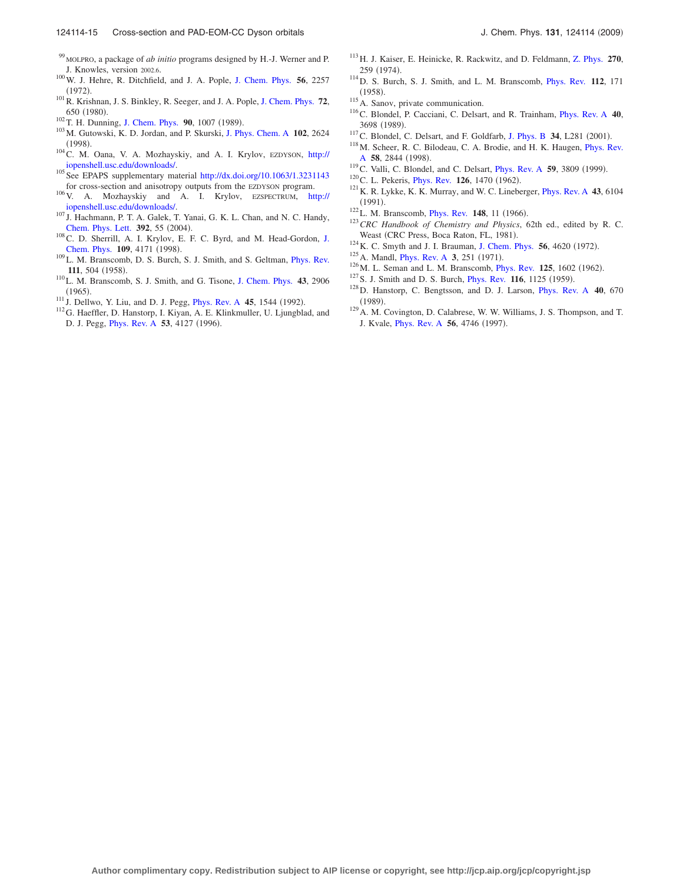[99] MOLPRO, a package of *ab initio* programs designed by H.-J. Werner and P. J. Knowles, version 2002.6.

[100] W. J. Hehre, R. Ditchfield, and J. A. Pople, J. Chem. Phys. **56**, 2257 (1972).

[101] R. Krishnan, J. S. Binkley, R. Seeger, and J. A. Pople, J. Chem. Phys. **72**, 650 (1980).

[102] T. H. Dunning, J. Chem. Phys. **90**, 1007 (1989).

[103] M. Gutowski, K. D. Jordan, and P. Skurski, J. Phys. Chem. A **102**, 2624 (1998).

[104] C. M. Oana, V. A. Mozhayskiy, and A. I. Krylov, EZDYSON, http://iopenshell.usc.edu/downloads/.

[105] See EPAPS supplementary material http://dx.doi.org/10.1063/1.3231143 for cross-section and anisotropy outputs from the EZDYSON program.

[106] V. A. Mozhayskiy and A. I. Krylov, EZSPECTRUM, http://iopenshell.usc.edu/downloads/.

[107] J. Hachmann, P. T. A. Galek, T. Yanai, G. K. L. Chan, and N. C. Handy, Chem. Phys. Lett. **392**, 55 (2004).

[108] C. D. Sherrill, A. I. Krylov, E. F. C. Byrd, and M. Head-Gordon, J. Chem. Phys. **109**, 4171 (1998).

[109] L. M. Branscomb, D. S. Burch, S. J. Smith, and S. Geltman, Phys. Rev. **111**, 504 (1958).

[110] L. M. Branscomb, S. J. Smith, and G. Tisone, J. Chem. Phys. **43**, 2906 (1965).

[111] J. Dellwo, Y. Liu, and D. J. Pegg, Phys. Rev. A **45**, 1544 (1992).

[112] G. Haeffler, D. Hanstorp, I. Kiyan, A. E. Klinkmuller, U. Ljungblad, and D. J. Pegg, Phys. Rev. A **53**, 4127 (1996).

[113] H. J. Kaiser, E. Heinicke, R. Rackwitz, and D. Feldmann, Z. Phys. **270**, 259 (1974).

[114] D. S. Burch, S. J. Smith, and L. M. Branscomb, Phys. Rev. **112**, 171 (1958).

[115] A. Sanov, private communication.

[116] C. Blondel, P. Cacciani, C. Delsart, and R. Trainham, Phys. Rev. A **40**, 3698 (1989).

[117] C. Blondel, C. Delsart, and F. Goldfarb, J. Phys. B **34**, L281 (2001).

[118] M. Scheer, R. C. Bilodeau, C. A. Brodie, and H. K. Haugen, Phys. Rev. A **58**, 2844 (1998).

[119] C. Valli, C. Blondel, and C. Delsart, Phys. Rev. A **59**, 3809 (1999).

[120] C. L. Pekeris, Phys. Rev. **126**, 1470 (1962).

[121] K. R. Lykke, K. K. Murray, and W. C. Lineberger, Phys. Rev. A **43**, 6104 (1991).

[122] L. M. Branscomb, Phys. Rev. **148**, 11 (1966).

[123] *CRC Handbook of Chemistry and Physics*, 62th ed., edited by R. C. Weast (CRC Press, Boca Raton, FL, 1981).

[124] K. C. Smyth and J. I. Brauman, J. Chem. Phys. **56**, 4620 (1972).

[125] A. Mandl, Phys. Rev. A **3**, 251 (1971).

[126] M. L. Seman and L. M. Branscomb, Phys. Rev. **125**, 1602 (1962).

[127] S. J. Smith and D. S. Burch, Phys. Rev. **116**, 1125 (1959).

[128] D. Hanstorp, C. Bengtsson, and D. J. Larson, Phys. Rev. A **40**, 670 (1989).

[129] A. M. Covington, D. Calabrese, W. W. Williams, J. S. Thompson, and T. J. Kvale, Phys. Rev. A **56**, 4746 (1997).